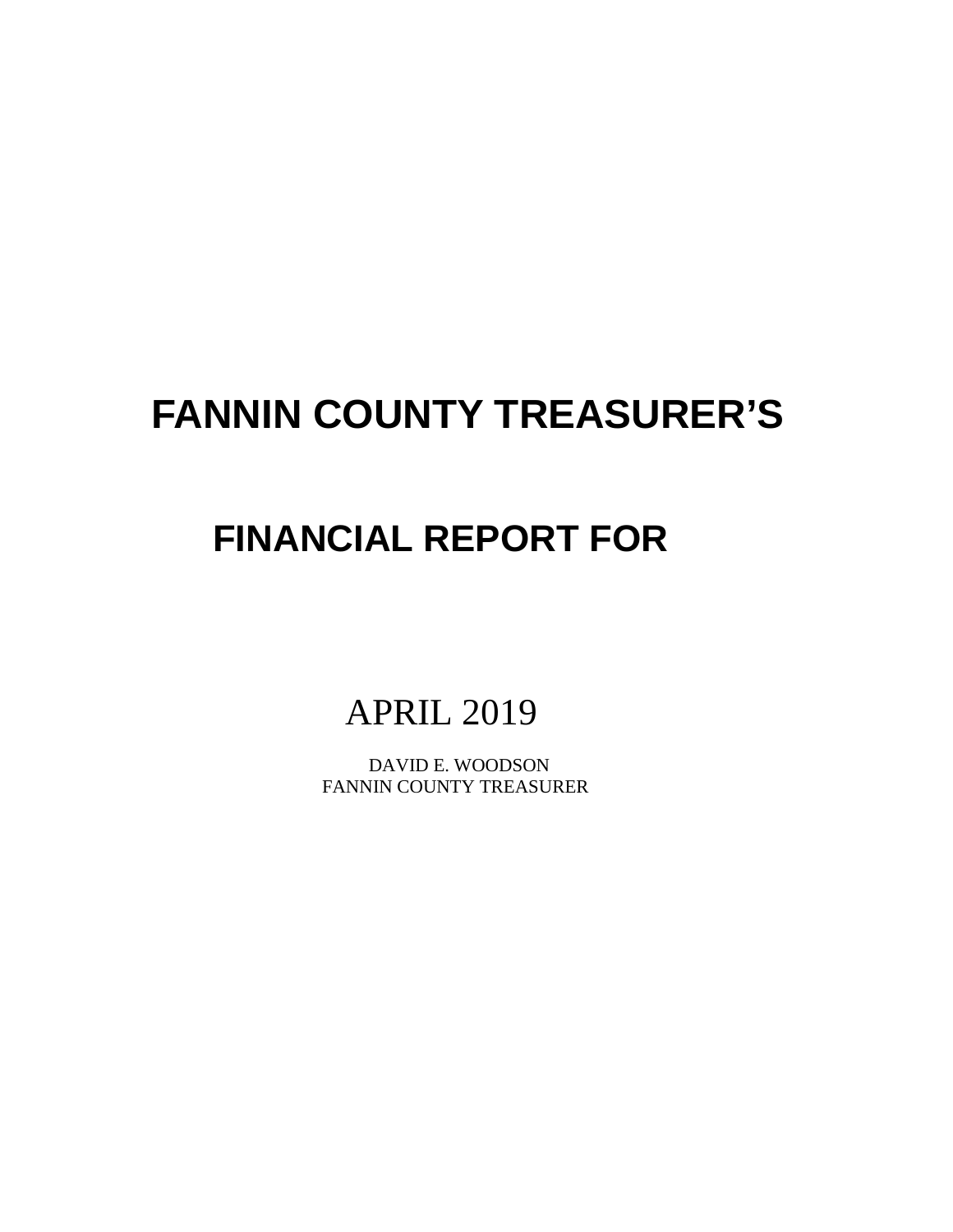# FANNIN COUNTY TREASURER'S

## FINANCIAL REPORT FOR

APRIL 2019

DAVID E. WOODSON
FANNIN COUNTY TREASURER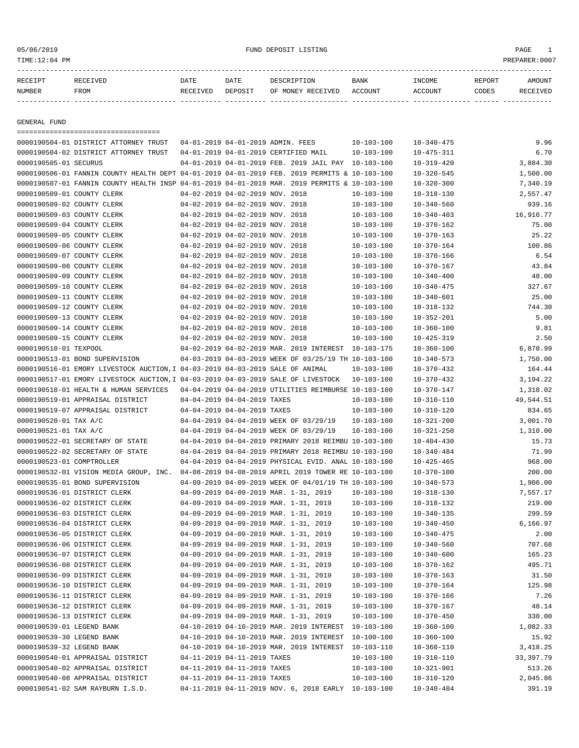05/06/2019 FUND DEPOSIT LISTING

TIME:12:04 PM PREPARER:0007

| RECEIPT NUMBER | RECEIVED FROM | DATE RECEIVED | DATE DEPOSIT | DESCRIPTION OF MONEY RECEIVED | BANK ACCOUNT | INCOME ACCOUNT | REPORT CODES | AMOUNT RECEIVED |
|---|---|---|---|---|---|---|---|---|

## GENERAL FUND

| RECEIPT NUMBER | RECEIVED FROM | DATE RECEIVED | DATE DEPOSIT | DESCRIPTION OF MONEY RECEIVED | BANK ACCOUNT | INCOME ACCOUNT | REPORT CODES | AMOUNT RECEIVED |
|---|---|---|---|---|---|---|---|---|
| 0000190504-01 | DISTRICT ATTORNEY TRUST | 04-01-2019 | 04-01-2019 | ADMIN. FEES | 10-103-100 | 10-340-475 | | 9.96 |
| 0000190504-02 | DISTRICT ATTORNEY TRUST | 04-01-2019 | 04-01-2019 | CERTIFIED MAIL | 10-103-100 | 10-475-311 | | 6.70 |
| 0000190505-01 | SECURUS | 04-01-2019 | 04-01-2019 | FEB. 2019 JAIL PAY | 10-103-100 | 10-319-420 | | 3,884.30 |
| 0000190506-01 | FANNIN COUNTY HEALTH DEPT | 04-01-2019 | 04-01-2019 | FEB. 2019 PERMITS & | 10-103-100 | 10-320-545 | | 1,500.00 |
| 0000190507-01 | FANNIN COUNTY HEALTH INSP | 04-01-2019 | 04-01-2019 | MAR. 2019 PERMITS & | 10-103-100 | 10-320-300 | | 7,340.19 |
| 0000190509-01 | COUNTY CLERK | 04-02-2019 | 04-02-2019 | NOV. 2018 | 10-103-100 | 10-318-130 | | 2,557.47 |
| 0000190509-02 | COUNTY CLERK | 04-02-2019 | 04-02-2019 | NOV. 2018 | 10-103-100 | 10-340-560 | | 939.16 |
| 0000190509-03 | COUNTY CLERK | 04-02-2019 | 04-02-2019 | NOV. 2018 | 10-103-100 | 10-340-403 | | 16,916.77 |
| 0000190509-04 | COUNTY CLERK | 04-02-2019 | 04-02-2019 | NOV. 2018 | 10-103-100 | 10-370-162 | | 75.00 |
| 0000190509-05 | COUNTY CLERK | 04-02-2019 | 04-02-2019 | NOV. 2018 | 10-103-100 | 10-370-163 | | 25.22 |
| 0000190509-06 | COUNTY CLERK | 04-02-2019 | 04-02-2019 | NOV. 2018 | 10-103-100 | 10-370-164 | | 100.86 |
| 0000190509-07 | COUNTY CLERK | 04-02-2019 | 04-02-2019 | NOV. 2018 | 10-103-100 | 10-370-166 | | 6.54 |
| 0000190509-08 | COUNTY CLERK | 04-02-2019 | 04-02-2019 | NOV. 2018 | 10-103-100 | 10-370-167 | | 43.84 |
| 0000190509-09 | COUNTY CLERK | 04-02-2019 | 04-02-2019 | NOV. 2018 | 10-103-100 | 10-340-400 | | 48.00 |
| 0000190509-10 | COUNTY CLERK | 04-02-2019 | 04-02-2019 | NOV. 2018 | 10-103-100 | 10-340-475 | | 327.67 |
| 0000190509-11 | COUNTY CLERK | 04-02-2019 | 04-02-2019 | NOV. 2018 | 10-103-100 | 10-340-601 | | 25.00 |
| 0000190509-12 | COUNTY CLERK | 04-02-2019 | 04-02-2019 | NOV. 2018 | 10-103-100 | 10-318-132 | | 744.30 |
| 0000190509-13 | COUNTY CLERK | 04-02-2019 | 04-02-2019 | NOV. 2018 | 10-103-100 | 10-352-201 | | 5.00 |
| 0000190509-14 | COUNTY CLERK | 04-02-2019 | 04-02-2019 | NOV. 2018 | 10-103-100 | 10-360-100 | | 9.81 |
| 0000190509-15 | COUNTY CLERK | 04-02-2019 | 04-02-2019 | NOV. 2018 | 10-103-100 | 10-425-319 | | 2.50 |
| 0000190510-01 | TEXPOOL | 04-02-2019 | 04-02-2019 | MAR. 2019 INTEREST | 10-103-175 | 10-360-100 | | 6,878.99 |
| 0000190513-01 | BOND SUPERVISION | 04-03-2019 | 04-03-2019 | WEEK OF 03/25/19 TH | 10-103-100 | 10-340-573 | | 1,750.00 |
| 0000190516-01 | EMORY LIVESTOCK AUCTION,I | 04-03-2019 | 04-03-2019 | SALE OF ANIMAL | 10-103-100 | 10-370-432 | | 164.44 |
| 0000190517-01 | EMORY LIVESTOCK AUCTION,I | 04-03-2019 | 04-03-2019 | SALE OF LIVESTOCK | 10-103-100 | 10-370-432 | | 3,194.22 |
| 0000190518-01 | HEALTH & HUMAN SERVICES | 04-04-2019 | 04-04-2019 | UTILITIES REIMBURSE | 10-103-100 | 10-370-147 | | 1,318.02 |
| 0000190519-01 | APPRAISAL DISTRICT | 04-04-2019 | 04-04-2019 | TAXES | 10-103-100 | 10-310-110 | | 49,544.51 |
| 0000190519-07 | APPRAISAL DISTRICT | 04-04-2019 | 04-04-2019 | TAXES | 10-103-100 | 10-310-120 | | 834.65 |
| 0000190520-01 | TAX A/C | 04-04-2019 | 04-04-2019 | WEEK OF 03/29/19 | 10-103-100 | 10-321-200 | | 3,001.70 |
| 0000190521-01 | TAX A/C | 04-04-2019 | 04-04-2019 | WEEK OF 03/29/19 | 10-103-100 | 10-321-250 | | 1,310.00 |
| 0000190522-01 | SECRETARY OF STATE | 04-04-2019 | 04-04-2019 | PRIMARY 2018 REIMBU | 10-103-100 | 10-404-430 | | 15.73 |
| 0000190522-02 | SECRETARY OF STATE | 04-04-2019 | 04-04-2019 | PRIMARY 2018 REIMBU | 10-103-100 | 10-340-484 | | 71.99 |
| 0000190523-01 | COMPTROLLER | 04-04-2019 | 04-04-2019 | PHYSICAL EVID. ANAL | 10-103-100 | 10-425-465 | | 968.00 |
| 0000190532-01 | VISION MEDIA GROUP, INC. | 04-08-2019 | 04-08-2019 | APRIL 2019 TOWER RE | 10-103-100 | 10-370-100 | | 200.00 |
| 0000190535-01 | BOND SUPERVISION | 04-09-2019 | 04-09-2019 | WEEK OF 04/01/19 TH | 10-103-100 | 10-340-573 | | 1,906.00 |
| 0000190536-01 | DISTRICT CLERK | 04-09-2019 | 04-09-2019 | MAR. 1-31, 2019 | 10-103-100 | 10-318-130 | | 7,557.17 |
| 0000190536-02 | DISTRICT CLERK | 04-09-2019 | 04-09-2019 | MAR. 1-31, 2019 | 10-103-100 | 10-318-132 | | 219.00 |
| 0000190536-03 | DISTRICT CLERK | 04-09-2019 | 04-09-2019 | MAR. 1-31, 2019 | 10-103-100 | 10-340-135 | | 299.59 |
| 0000190536-04 | DISTRICT CLERK | 04-09-2019 | 04-09-2019 | MAR. 1-31, 2019 | 10-103-100 | 10-340-450 | | 6,166.97 |
| 0000190536-05 | DISTRICT CLERK | 04-09-2019 | 04-09-2019 | MAR. 1-31, 2019 | 10-103-100 | 10-340-475 | | 2.00 |
| 0000190536-06 | DISTRICT CLERK | 04-09-2019 | 04-09-2019 | MAR. 1-31, 2019 | 10-103-100 | 10-340-560 | | 707.68 |
| 0000190536-07 | DISTRICT CLERK | 04-09-2019 | 04-09-2019 | MAR. 1-31, 2019 | 10-103-100 | 10-340-600 | | 165.23 |
| 0000190536-08 | DISTRICT CLERK | 04-09-2019 | 04-09-2019 | MAR. 1-31, 2019 | 10-103-100 | 10-370-162 | | 495.71 |
| 0000190536-09 | DISTRICT CLERK | 04-09-2019 | 04-09-2019 | MAR. 1-31, 2019 | 10-103-100 | 10-370-163 | | 31.50 |
| 0000190536-10 | DISTRICT CLERK | 04-09-2019 | 04-09-2019 | MAR. 1-31, 2019 | 10-103-100 | 10-370-164 | | 125.98 |
| 0000190536-11 | DISTRICT CLERK | 04-09-2019 | 04-09-2019 | MAR. 1-31, 2019 | 10-103-100 | 10-370-166 | | 7.26 |
| 0000190536-12 | DISTRICT CLERK | 04-09-2019 | 04-09-2019 | MAR. 1-31, 2019 | 10-103-100 | 10-370-167 | | 48.14 |
| 0000190536-13 | DISTRICT CLERK | 04-09-2019 | 04-09-2019 | MAR. 1-31, 2019 | 10-103-100 | 10-370-450 | | 330.00 |
| 0000190539-01 | LEGEND BANK | 04-10-2019 | 04-10-2019 | MAR. 2019 INTEREST | 10-103-100 | 10-360-100 | | 1,082.33 |
| 0000190539-30 | LEGEND BANK | 04-10-2019 | 04-10-2019 | MAR. 2019 INTEREST | 10-100-100 | 10-360-100 | | 15.92 |
| 0000190539-32 | LEGEND BANK | 04-10-2019 | 04-10-2019 | MAR. 2019 INTEREST | 10-103-110 | 10-360-110 | | 3,418.25 |
| 0000190540-01 | APPRAISAL DISTRICT | 04-11-2019 | 04-11-2019 | TAXES | 10-103-100 | 10-310-110 | | 33,397.79 |
| 0000190540-02 | APPRAISAL DISTRICT | 04-11-2019 | 04-11-2019 | TAXES | 10-103-100 | 10-321-901 | | 513.26 |
| 0000190540-08 | APPRAISAL DISTRICT | 04-11-2019 | 04-11-2019 | TAXES | 10-103-100 | 10-310-120 | | 2,045.86 |
| 0000190541-02 | SAM RAYBURN I.S.D. | 04-11-2019 | 04-11-2019 | NOV. 6, 2018 EARLY | 10-103-100 | 10-340-484 | | 391.19 |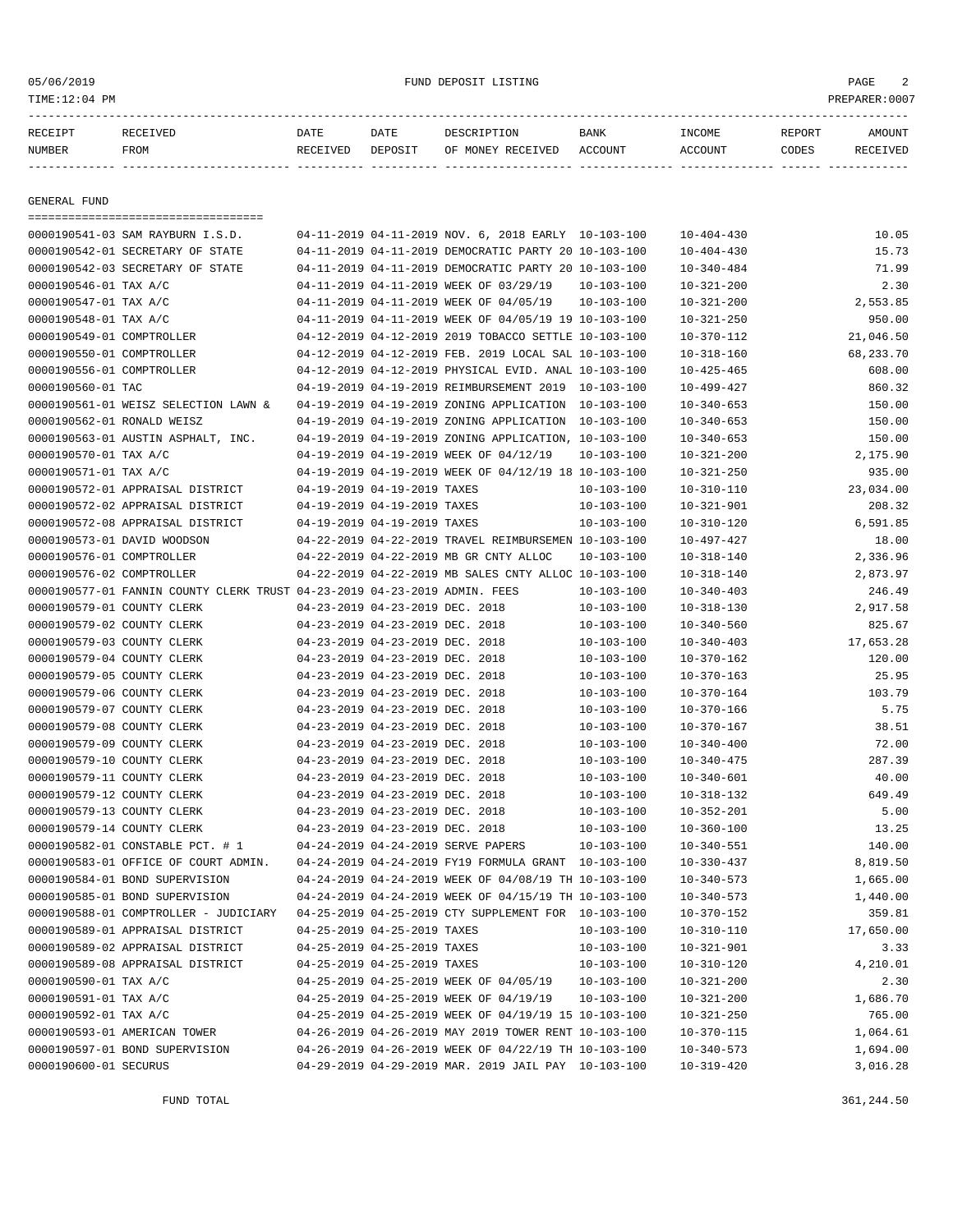FUND DEPOSIT LISTING

05/06/2019
TIME:12:04 PM
PREPARER:0007

| RECEIPT NUMBER | RECEIVED FROM | DATE RECEIVED | DATE DEPOSIT | DESCRIPTION OF MONEY RECEIVED | BANK ACCOUNT | INCOME ACCOUNT | REPORT CODES | AMOUNT RECEIVED |
|---|---|---|---|---|---|---|---|---|

## GENERAL FUND

| RECEIPT NUMBER | RECEIVED FROM | DATE RECEIVED | DATE DEPOSIT | DESCRIPTION OF MONEY RECEIVED | BANK ACCOUNT | INCOME ACCOUNT | REPORT CODES | AMOUNT RECEIVED |
|---|---|---|---|---|---|---|---|---|
| 0000190541-03 | SAM RAYBURN I.S.D. | 04-11-2019 | 04-11-2019 | NOV. 6, 2018 EARLY | 10-103-100 | 10-404-430 | | 10.05 |
| 0000190542-01 | SECRETARY OF STATE | 04-11-2019 | 04-11-2019 | DEMOCRATIC PARTY 20 | 10-103-100 | 10-404-430 | | 15.73 |
| 0000190542-03 | SECRETARY OF STATE | 04-11-2019 | 04-11-2019 | DEMOCRATIC PARTY 20 | 10-103-100 | 10-340-484 | | 71.99 |
| 0000190546-01 | TAX A/C | 04-11-2019 | 04-11-2019 | WEEK OF 03/29/19 | 10-103-100 | 10-321-200 | | 2.30 |
| 0000190547-01 | TAX A/C | 04-11-2019 | 04-11-2019 | WEEK OF 04/05/19 | 10-103-100 | 10-321-200 | | 2,553.85 |
| 0000190548-01 | TAX A/C | 04-11-2019 | 04-11-2019 | WEEK OF 04/05/19 19 | 10-103-100 | 10-321-250 | | 950.00 |
| 0000190549-01 | COMPTROLLER | 04-12-2019 | 04-12-2019 | 2019 TOBACCO SETTLE | 10-103-100 | 10-370-112 | | 21,046.50 |
| 0000190550-01 | COMPTROLLER | 04-12-2019 | 04-12-2019 | FEB. 2019 LOCAL SAL | 10-103-100 | 10-318-160 | | 68,233.70 |
| 0000190556-01 | COMPTROLLER | 04-12-2019 | 04-12-2019 | PHYSICAL EVID. ANAL | 10-103-100 | 10-425-465 | | 608.00 |
| 0000190560-01 | TAC | 04-19-2019 | 04-19-2019 | REIMBURSEMENT 2019 | 10-103-100 | 10-499-427 | | 860.32 |
| 0000190561-01 | WEISZ SELECTION LAWN & | 04-19-2019 | 04-19-2019 | ZONING APPLICATION | 10-103-100 | 10-340-653 | | 150.00 |
| 0000190562-01 | RONALD WEISZ | 04-19-2019 | 04-19-2019 | ZONING APPLICATION | 10-103-100 | 10-340-653 | | 150.00 |
| 0000190563-01 | AUSTIN ASPHALT, INC. | 04-19-2019 | 04-19-2019 | ZONING APPLICATION, | 10-103-100 | 10-340-653 | | 150.00 |
| 0000190570-01 | TAX A/C | 04-19-2019 | 04-19-2019 | WEEK OF 04/12/19 | 10-103-100 | 10-321-200 | | 2,175.90 |
| 0000190571-01 | TAX A/C | 04-19-2019 | 04-19-2019 | WEEK OF 04/12/19 18 | 10-103-100 | 10-321-250 | | 935.00 |
| 0000190572-01 | APPRAISAL DISTRICT | 04-19-2019 | 04-19-2019 | TAXES | 10-103-100 | 10-310-110 | | 23,034.00 |
| 0000190572-02 | APPRAISAL DISTRICT | 04-19-2019 | 04-19-2019 | TAXES | 10-103-100 | 10-321-901 | | 208.32 |
| 0000190572-08 | APPRAISAL DISTRICT | 04-19-2019 | 04-19-2019 | TAXES | 10-103-100 | 10-310-120 | | 6,591.85 |
| 0000190573-01 | DAVID WOODSON | 04-22-2019 | 04-22-2019 | TRAVEL REIMBURSEMEN | 10-103-100 | 10-497-427 | | 18.00 |
| 0000190576-01 | COMPTROLLER | 04-22-2019 | 04-22-2019 | MB GR CNTY ALLOC | 10-103-100 | 10-318-140 | | 2,336.96 |
| 0000190576-02 | COMPTROLLER | 04-22-2019 | 04-22-2019 | MB SALES CNTY ALLOC | 10-103-100 | 10-318-140 | | 2,873.97 |
| 0000190577-01 | FANNIN COUNTY CLERK TRUST | 04-23-2019 | 04-23-2019 | ADMIN. FEES | 10-103-100 | 10-340-403 | | 246.49 |
| 0000190579-01 | COUNTY CLERK | 04-23-2019 | 04-23-2019 | DEC. 2018 | 10-103-100 | 10-318-130 | | 2,917.58 |
| 0000190579-02 | COUNTY CLERK | 04-23-2019 | 04-23-2019 | DEC. 2018 | 10-103-100 | 10-340-560 | | 825.67 |
| 0000190579-03 | COUNTY CLERK | 04-23-2019 | 04-23-2019 | DEC. 2018 | 10-103-100 | 10-340-403 | | 17,653.28 |
| 0000190579-04 | COUNTY CLERK | 04-23-2019 | 04-23-2019 | DEC. 2018 | 10-103-100 | 10-370-162 | | 120.00 |
| 0000190579-05 | COUNTY CLERK | 04-23-2019 | 04-23-2019 | DEC. 2018 | 10-103-100 | 10-370-163 | | 25.95 |
| 0000190579-06 | COUNTY CLERK | 04-23-2019 | 04-23-2019 | DEC. 2018 | 10-103-100 | 10-370-164 | | 103.79 |
| 0000190579-07 | COUNTY CLERK | 04-23-2019 | 04-23-2019 | DEC. 2018 | 10-103-100 | 10-370-166 | | 5.75 |
| 0000190579-08 | COUNTY CLERK | 04-23-2019 | 04-23-2019 | DEC. 2018 | 10-103-100 | 10-370-167 | | 38.51 |
| 0000190579-09 | COUNTY CLERK | 04-23-2019 | 04-23-2019 | DEC. 2018 | 10-103-100 | 10-340-400 | | 72.00 |
| 0000190579-10 | COUNTY CLERK | 04-23-2019 | 04-23-2019 | DEC. 2018 | 10-103-100 | 10-340-475 | | 287.39 |
| 0000190579-11 | COUNTY CLERK | 04-23-2019 | 04-23-2019 | DEC. 2018 | 10-103-100 | 10-340-601 | | 40.00 |
| 0000190579-12 | COUNTY CLERK | 04-23-2019 | 04-23-2019 | DEC. 2018 | 10-103-100 | 10-318-132 | | 649.49 |
| 0000190579-13 | COUNTY CLERK | 04-23-2019 | 04-23-2019 | DEC. 2018 | 10-103-100 | 10-352-201 | | 5.00 |
| 0000190579-14 | COUNTY CLERK | 04-23-2019 | 04-23-2019 | DEC. 2018 | 10-103-100 | 10-360-100 | | 13.25 |
| 0000190582-01 | CONSTABLE PCT. # 1 | 04-24-2019 | 04-24-2019 | SERVE PAPERS | 10-103-100 | 10-340-551 | | 140.00 |
| 0000190583-01 | OFFICE OF COURT ADMIN. | 04-24-2019 | 04-24-2019 | FY19 FORMULA GRANT | 10-103-100 | 10-330-437 | | 8,819.50 |
| 0000190584-01 | BOND SUPERVISION | 04-24-2019 | 04-24-2019 | WEEK OF 04/08/19 TH | 10-103-100 | 10-340-573 | | 1,665.00 |
| 0000190585-01 | BOND SUPERVISION | 04-24-2019 | 04-24-2019 | WEEK OF 04/15/19 TH | 10-103-100 | 10-340-573 | | 1,440.00 |
| 0000190588-01 | COMPTROLLER - JUDICIARY | 04-25-2019 | 04-25-2019 | CTY SUPPLEMENT FOR | 10-103-100 | 10-370-152 | | 359.81 |
| 0000190589-01 | APPRAISAL DISTRICT | 04-25-2019 | 04-25-2019 | TAXES | 10-103-100 | 10-310-110 | | 17,650.00 |
| 0000190589-02 | APPRAISAL DISTRICT | 04-25-2019 | 04-25-2019 | TAXES | 10-103-100 | 10-321-901 | | 3.33 |
| 0000190589-08 | APPRAISAL DISTRICT | 04-25-2019 | 04-25-2019 | TAXES | 10-103-100 | 10-310-120 | | 4,210.01 |
| 0000190590-01 | TAX A/C | 04-25-2019 | 04-25-2019 | WEEK OF 04/05/19 | 10-103-100 | 10-321-200 | | 2.30 |
| 0000190591-01 | TAX A/C | 04-25-2019 | 04-25-2019 | WEEK OF 04/19/19 | 10-103-100 | 10-321-200 | | 1,686.70 |
| 0000190592-01 | TAX A/C | 04-25-2019 | 04-25-2019 | WEEK OF 04/19/19 15 | 10-103-100 | 10-321-250 | | 765.00 |
| 0000190593-01 | AMERICAN TOWER | 04-26-2019 | 04-26-2019 | MAY 2019 TOWER RENT | 10-103-100 | 10-370-115 | | 1,064.61 |
| 0000190597-01 | BOND SUPERVISION | 04-26-2019 | 04-26-2019 | WEEK OF 04/22/19 TH | 10-103-100 | 10-340-573 | | 1,694.00 |
| 0000190600-01 | SECURUS | 04-29-2019 | 04-29-2019 | MAR. 2019 JAIL PAY | 10-103-100 | 10-319-420 | | 3,016.28 |

FUND TOTAL 361,244.50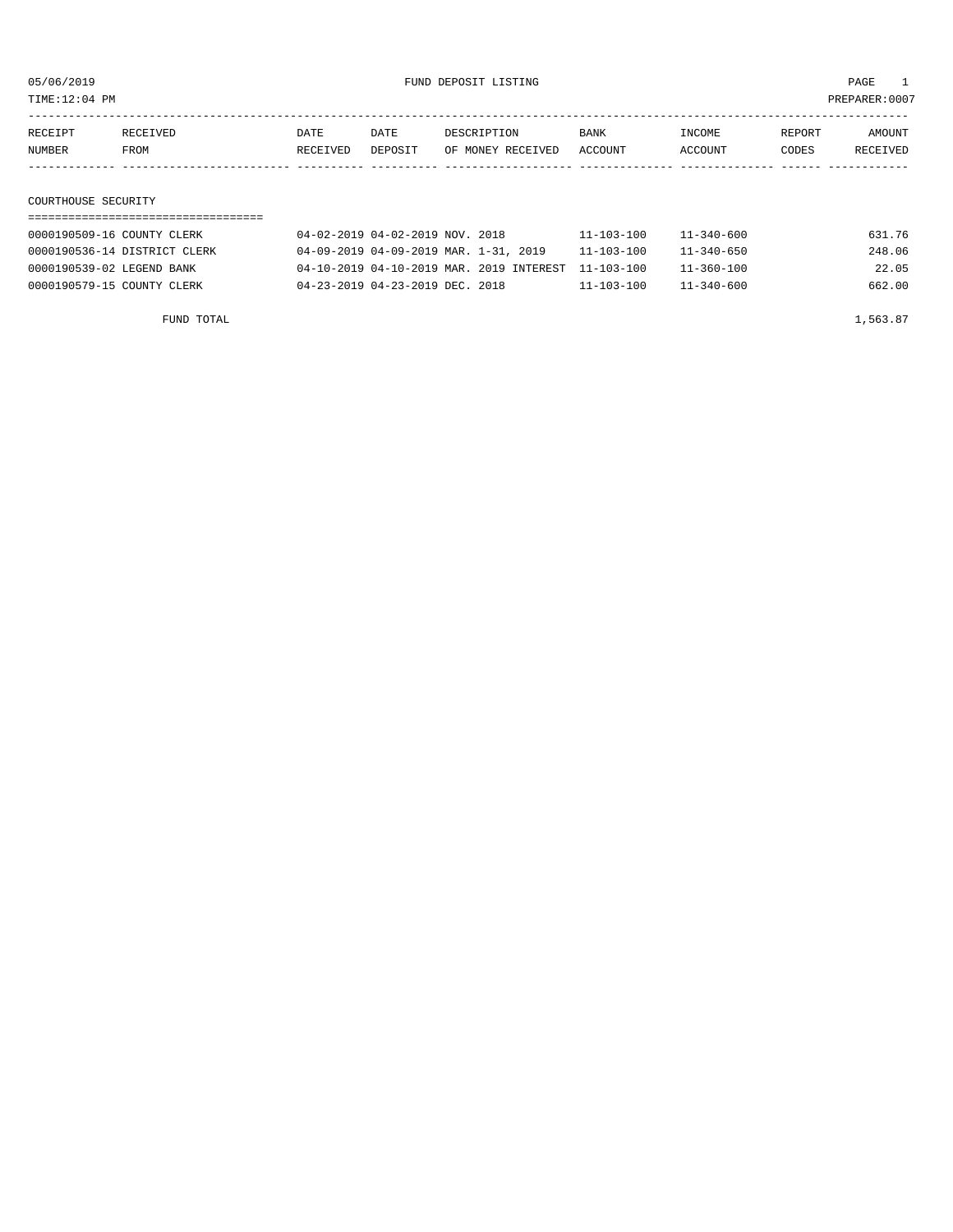05/06/2019 FUND DEPOSIT LISTING PAGE 1
TIME:12:04 PM PREPARER:0007

| RECEIPT NUMBER | RECEIVED FROM | DATE RECEIVED | DATE DEPOSIT | DESCRIPTION OF MONEY RECEIVED | BANK ACCOUNT | INCOME ACCOUNT | REPORT CODES | AMOUNT RECEIVED |
|---|---|---|---|---|---|---|---|---|
| **COURTHOUSE SECURITY** | | | | | | | | |
| 0000190509-16 | COUNTY CLERK | 04-02-2019 | 04-02-2019 | NOV. 2018 | 11-103-100 | 11-340-600 | | 631.76 |
| 0000190536-14 | DISTRICT CLERK | 04-09-2019 | 04-09-2019 | MAR. 1-31, 2019 | 11-103-100 | 11-340-650 | | 248.06 |
| 0000190539-02 | LEGEND BANK | 04-10-2019 | 04-10-2019 | MAR. 2019 INTEREST | 11-103-100 | 11-360-100 | | 22.05 |
| 0000190579-15 | COUNTY CLERK | 04-23-2019 | 04-23-2019 | DEC. 2018 | 11-103-100 | 11-340-600 | | 662.00 |
| | FUND TOTAL | | | | | | | 1,563.87 |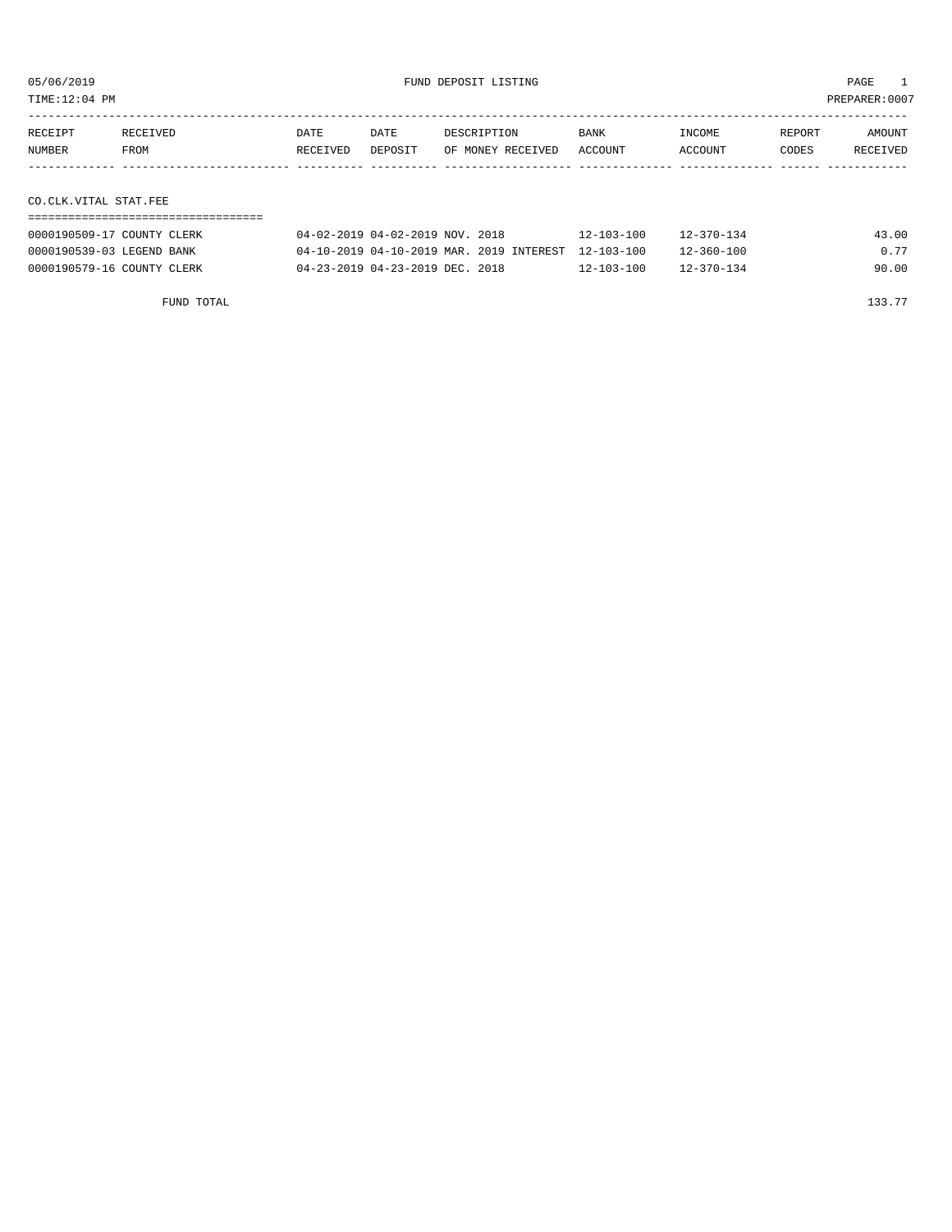05/06/2019 FUND DEPOSIT LISTING

TIME:12:04 PM PREPARER:0007

| RECEIPT NUMBER | RECEIVED FROM | DATE RECEIVED | DATE DEPOSIT | DESCRIPTION OF MONEY RECEIVED | BANK ACCOUNT | INCOME ACCOUNT | REPORT CODES | AMOUNT RECEIVED |
|---|---|---|---|---|---|---|---|---|
| **CO.CLK.VITAL STAT.FEE** | | | | | | | | |
| 0000190509-17 | COUNTY CLERK | 04-02-2019 | 04-02-2019 | NOV. 2018 | 12-103-100 | 12-370-134 | | 43.00 |
| 0000190539-03 | LEGEND BANK | 04-10-2019 | 04-10-2019 | MAR. 2019 INTEREST | 12-103-100 | 12-360-100 | | 0.77 |
| 0000190579-16 | COUNTY CLERK | 04-23-2019 | 04-23-2019 | DEC. 2018 | 12-103-100 | 12-370-134 | | 90.00 |
| | FUND TOTAL | | | | | | | 133.77 |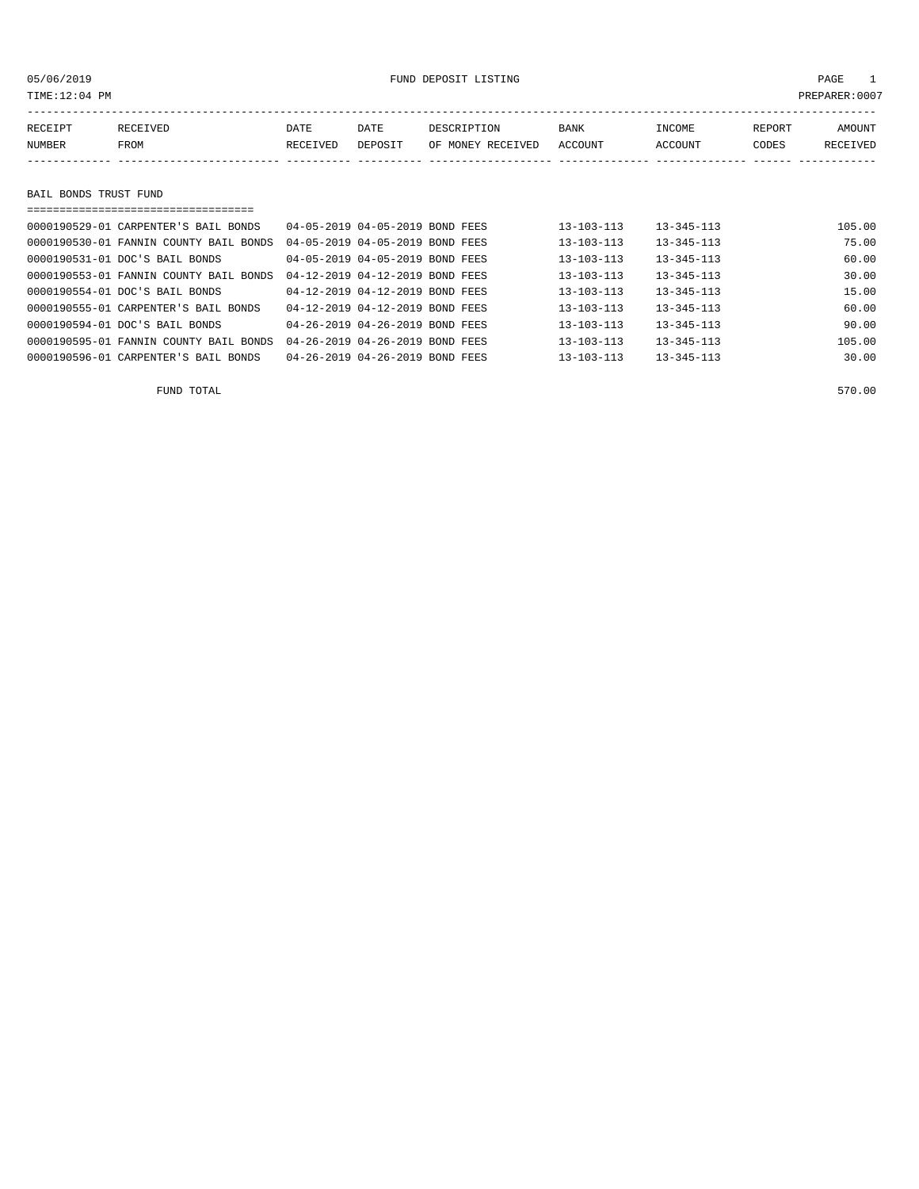05/06/2019 FUND DEPOSIT LISTING PAGE 1

TIME:12:04 PM PREPARER:0007

## BAIL BONDS TRUST FUND

| RECEIPT NUMBER | RECEIVED FROM | DATE RECEIVED | DATE DEPOSIT | DESCRIPTION OF MONEY RECEIVED | BANK ACCOUNT | INCOME ACCOUNT | REPORT CODES | AMOUNT RECEIVED |
|---|---|---|---|---|---|---|---|---|
| 0000190529-01 | CARPENTER'S BAIL BONDS | 04-05-2019 | 04-05-2019 | BOND FEES | 13-103-113 | 13-345-113 | | 105.00 |
| 0000190530-01 | FANNIN COUNTY BAIL BONDS | 04-05-2019 | 04-05-2019 | BOND FEES | 13-103-113 | 13-345-113 | | 75.00 |
| 0000190531-01 | DOC'S BAIL BONDS | 04-05-2019 | 04-05-2019 | BOND FEES | 13-103-113 | 13-345-113 | | 60.00 |
| 0000190553-01 | FANNIN COUNTY BAIL BONDS | 04-12-2019 | 04-12-2019 | BOND FEES | 13-103-113 | 13-345-113 | | 30.00 |
| 0000190554-01 | DOC'S BAIL BONDS | 04-12-2019 | 04-12-2019 | BOND FEES | 13-103-113 | 13-345-113 | | 15.00 |
| 0000190555-01 | CARPENTER'S BAIL BONDS | 04-12-2019 | 04-12-2019 | BOND FEES | 13-103-113 | 13-345-113 | | 60.00 |
| 0000190594-01 | DOC'S BAIL BONDS | 04-26-2019 | 04-26-2019 | BOND FEES | 13-103-113 | 13-345-113 | | 90.00 |
| 0000190595-01 | FANNIN COUNTY BAIL BONDS | 04-26-2019 | 04-26-2019 | BOND FEES | 13-103-113 | 13-345-113 | | 105.00 |
| 0000190596-01 | CARPENTER'S BAIL BONDS | 04-26-2019 | 04-26-2019 | BOND FEES | 13-103-113 | 13-345-113 | | 30.00 |
| | FUND TOTAL | | | | | | | 570.00 |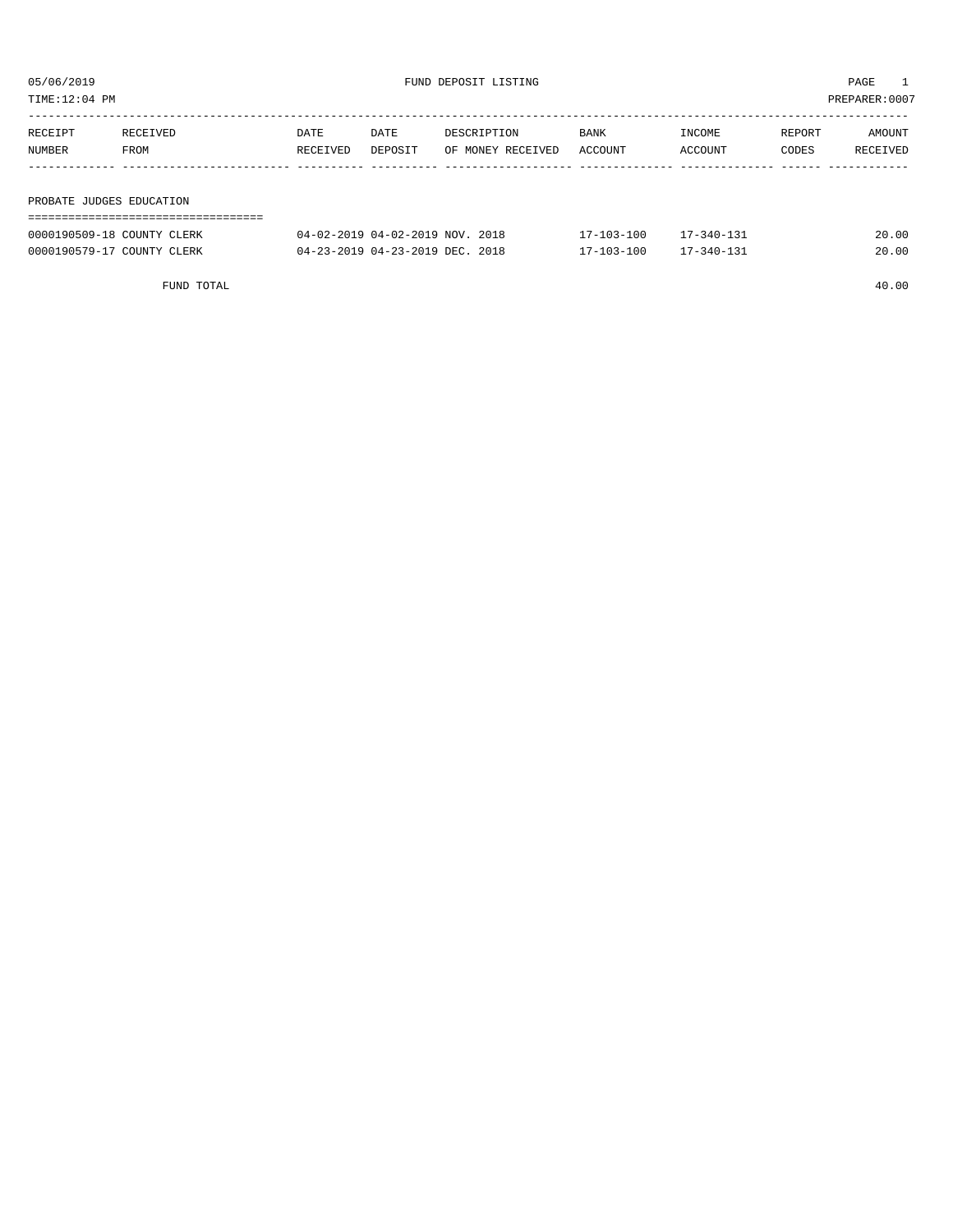# FUND DEPOSIT LISTING

05/06/2019
TIME:12:04 PM
PREPARER:0007

## PROBATE JUDGES EDUCATION

| RECEIPT NUMBER | RECEIVED FROM | DATE RECEIVED | DATE DEPOSIT | DESCRIPTION OF MONEY RECEIVED | BANK ACCOUNT | INCOME ACCOUNT | REPORT CODES | AMOUNT RECEIVED |
|---|---|---|---|---|---|---|---|---|
| 0000190509-18 | COUNTY CLERK | 04-02-2019 | 04-02-2019 | NOV. 2018 | 17-103-100 | 17-340-131 | | 20.00 |
| 0000190579-17 | COUNTY CLERK | 04-23-2019 | 04-23-2019 | DEC. 2018 | 17-103-100 | 17-340-131 | | 20.00 |
| | FUND TOTAL | | | | | | | 40.00 |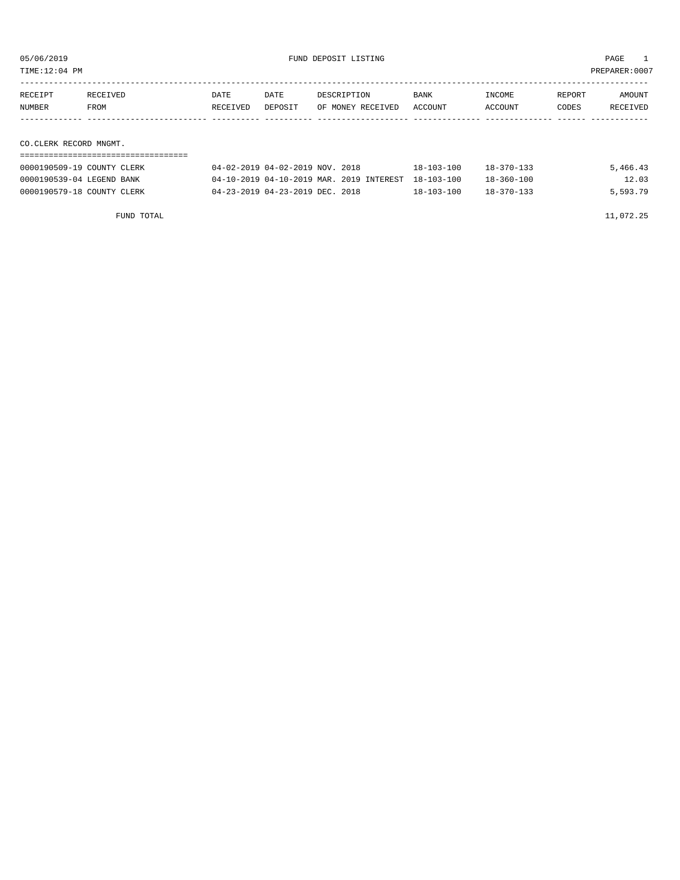05/06/2019 FUND DEPOSIT LISTING

TIME:12:04 PM PREPARER:0007

| RECEIPT NUMBER | RECEIVED FROM | DATE RECEIVED | DATE DEPOSIT | DESCRIPTION OF MONEY RECEIVED | BANK ACCOUNT | INCOME ACCOUNT | REPORT CODES | AMOUNT RECEIVED |
|---|---|---|---|---|---|---|---|---|

## CO.CLERK RECORD MNGMT.

| RECEIPT NUMBER | RECEIVED FROM | DATE RECEIVED | DATE DEPOSIT | DESCRIPTION OF MONEY RECEIVED | BANK ACCOUNT | INCOME ACCOUNT | REPORT CODES | AMOUNT RECEIVED |
|---|---|---|---|---|---|---|---|---|
| 0000190509-19 | COUNTY CLERK | 04-02-2019 | 04-02-2019 | NOV. 2018 | 18-103-100 | 18-370-133 | | 5,466.43 |
| 0000190539-04 | LEGEND BANK | 04-10-2019 | 04-10-2019 | MAR. 2019 INTEREST | 18-103-100 | 18-360-100 | | 12.03 |
| 0000190579-18 | COUNTY CLERK | 04-23-2019 | 04-23-2019 | DEC. 2018 | 18-103-100 | 18-370-133 | | 5,593.79 |
| | FUND TOTAL | | | | | | | 11,072.25 |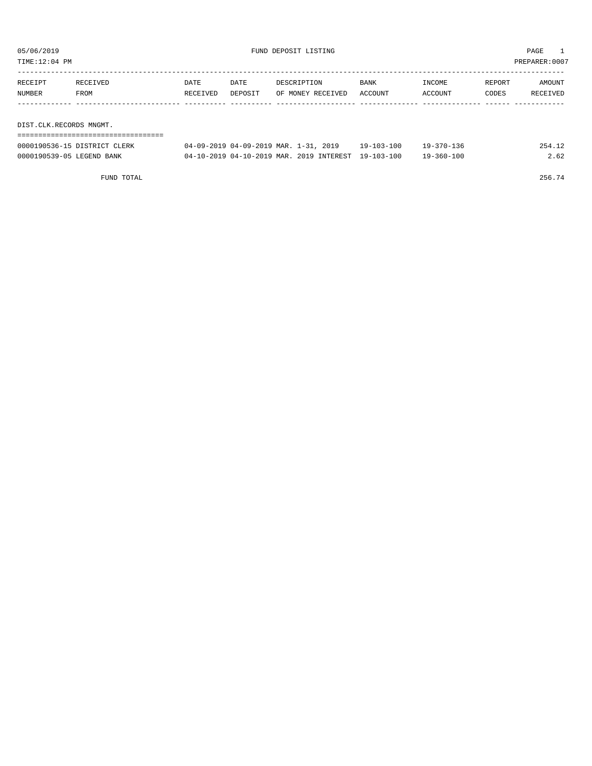05/06/2019 FUND DEPOSIT LISTING

TIME:12:04 PM PREPARER:0007

| RECEIPT NUMBER | RECEIVED FROM | DATE RECEIVED | DATE DEPOSIT | DESCRIPTION OF MONEY RECEIVED | BANK ACCOUNT | INCOME ACCOUNT | REPORT CODES | AMOUNT RECEIVED |
|---|---|---|---|---|---|---|---|---|
| **DIST.CLK.RECORDS MNGMT.** | | | | | | | | |
| 0000190536-15 | DISTRICT CLERK | 04-09-2019 | 04-09-2019 | MAR. 1-31, 2019 | 19-103-100 | 19-370-136 | | 254.12 |
| 0000190539-05 | LEGEND BANK | 04-10-2019 | 04-10-2019 | MAR. 2019 INTEREST | 19-103-100 | 19-360-100 | | 2.62 |
| | FUND TOTAL | | | | | | | 256.74 |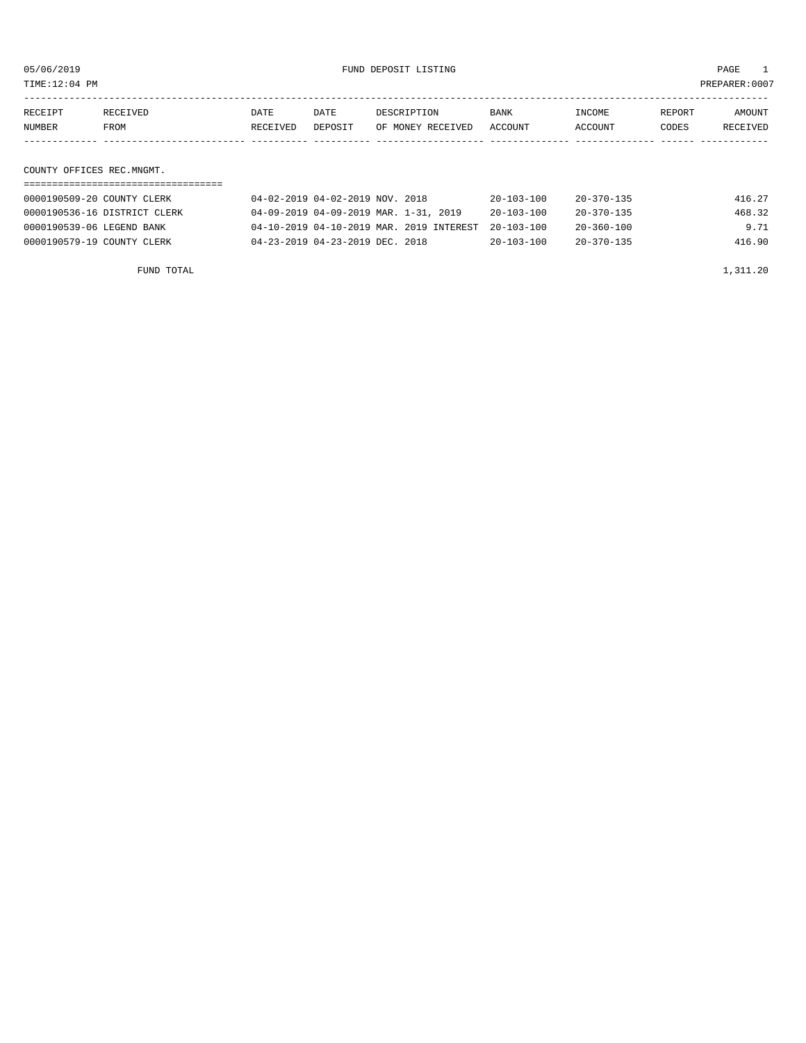05/06/2019 FUND DEPOSIT LISTING

TIME:12:04 PM PREPARER:0007

| RECEIPT NUMBER | RECEIVED FROM | DATE RECEIVED | DATE DEPOSIT | DESCRIPTION OF MONEY RECEIVED | BANK ACCOUNT | INCOME ACCOUNT | REPORT CODES | AMOUNT RECEIVED |
|---|---|---|---|---|---|---|---|---|

## COUNTY OFFICES REC.MNGMT.

| RECEIPT NUMBER | RECEIVED FROM | DATE RECEIVED | DATE DEPOSIT | DESCRIPTION OF MONEY RECEIVED | BANK ACCOUNT | INCOME ACCOUNT | REPORT CODES | AMOUNT RECEIVED |
|---|---|---|---|---|---|---|---|---|
| 0000190509-20 | COUNTY CLERK | 04-02-2019 | 04-02-2019 | NOV. 2018 | 20-103-100 | 20-370-135 | | 416.27 |
| 0000190536-16 | DISTRICT CLERK | 04-09-2019 | 04-09-2019 | MAR. 1-31, 2019 | 20-103-100 | 20-370-135 | | 468.32 |
| 0000190539-06 | LEGEND BANK | 04-10-2019 | 04-10-2019 | MAR. 2019 INTEREST | 20-103-100 | 20-360-100 | | 9.71 |
| 0000190579-19 | COUNTY CLERK | 04-23-2019 | 04-23-2019 | DEC. 2018 | 20-103-100 | 20-370-135 | | 416.90 |
| | FUND TOTAL | | | | | | | 1,311.20 |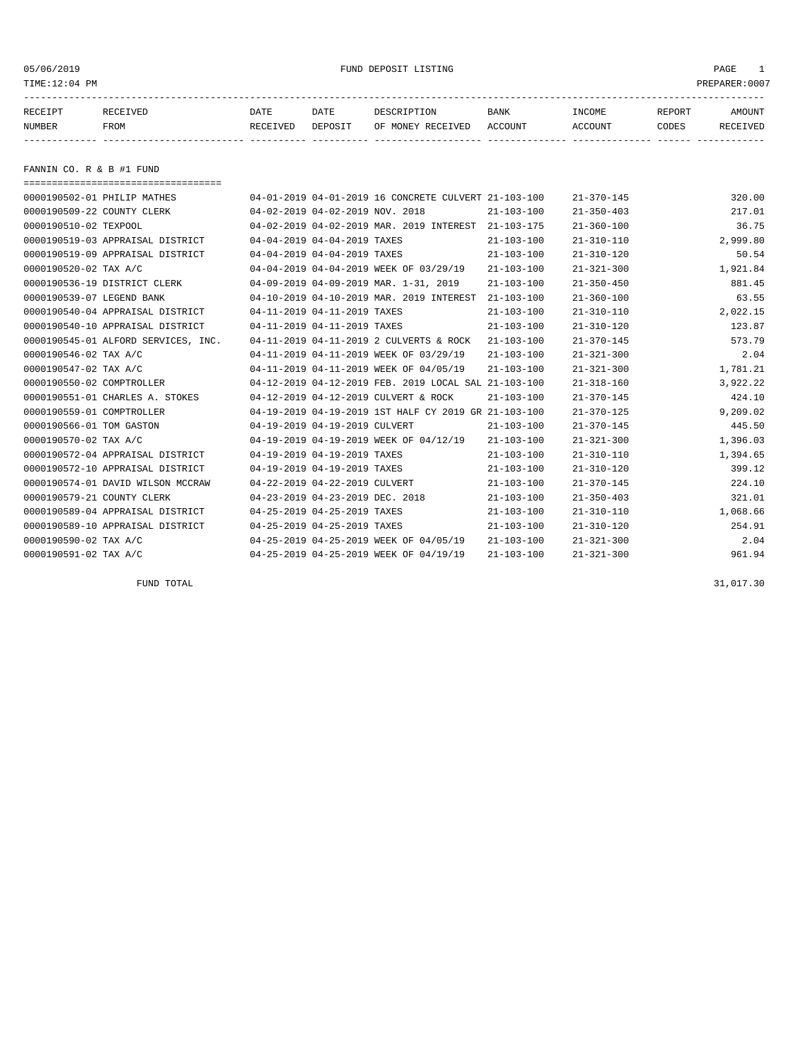05/06/2019 FUND DEPOSIT LISTING

TIME:12:04 PM PREPARER:0007

| RECEIPT NUMBER | RECEIVED FROM | DATE RECEIVED | DATE DEPOSIT | DESCRIPTION OF MONEY RECEIVED | BANK ACCOUNT | INCOME ACCOUNT | REPORT CODES | AMOUNT RECEIVED |
|---|---|---|---|---|---|---|---|---|
| **FANNIN CO. R & B #1 FUND** | | | | | | | | |
| 0000190502-01 | PHILIP MATHES | 04-01-2019 | 04-01-2019 | 16 CONCRETE CULVERT | 21-103-100 | 21-370-145 | | 320.00 |
| 0000190509-22 | COUNTY CLERK | 04-02-2019 | 04-02-2019 | NOV. 2018 | 21-103-100 | 21-350-403 | | 217.01 |
| 0000190510-02 | TEXPOOL | 04-02-2019 | 04-02-2019 | MAR. 2019 INTEREST | 21-103-175 | 21-360-100 | | 36.75 |
| 0000190519-03 | APPRAISAL DISTRICT | 04-04-2019 | 04-04-2019 | TAXES | 21-103-100 | 21-310-110 | | 2,999.80 |
| 0000190519-09 | APPRAISAL DISTRICT | 04-04-2019 | 04-04-2019 | TAXES | 21-103-100 | 21-310-120 | | 50.54 |
| 0000190520-02 | TAX A/C | 04-04-2019 | 04-04-2019 | WEEK OF 03/29/19 | 21-103-100 | 21-321-300 | | 1,921.84 |
| 0000190536-19 | DISTRICT CLERK | 04-09-2019 | 04-09-2019 | MAR. 1-31, 2019 | 21-103-100 | 21-350-450 | | 881.45 |
| 0000190539-07 | LEGEND BANK | 04-10-2019 | 04-10-2019 | MAR. 2019 INTEREST | 21-103-100 | 21-360-100 | | 63.55 |
| 0000190540-04 | APPRAISAL DISTRICT | 04-11-2019 | 04-11-2019 | TAXES | 21-103-100 | 21-310-110 | | 2,022.15 |
| 0000190540-10 | APPRAISAL DISTRICT | 04-11-2019 | 04-11-2019 | TAXES | 21-103-100 | 21-310-120 | | 123.87 |
| 0000190545-01 | ALFORD SERVICES, INC. | 04-11-2019 | 04-11-2019 | 2 CULVERTS & ROCK | 21-103-100 | 21-370-145 | | 573.79 |
| 0000190546-02 | TAX A/C | 04-11-2019 | 04-11-2019 | WEEK OF 03/29/19 | 21-103-100 | 21-321-300 | | 2.04 |
| 0000190547-02 | TAX A/C | 04-11-2019 | 04-11-2019 | WEEK OF 04/05/19 | 21-103-100 | 21-321-300 | | 1,781.21 |
| 0000190550-02 | COMPTROLLER | 04-12-2019 | 04-12-2019 | FEB. 2019 LOCAL SAL | 21-103-100 | 21-318-160 | | 3,922.22 |
| 0000190551-01 | CHARLES A. STOKES | 04-12-2019 | 04-12-2019 | CULVERT & ROCK | 21-103-100 | 21-370-145 | | 424.10 |
| 0000190559-01 | COMPTROLLER | 04-19-2019 | 04-19-2019 | 1ST HALF CY 2019 GR | 21-103-100 | 21-370-125 | | 9,209.02 |
| 0000190566-01 | TOM GASTON | 04-19-2019 | 04-19-2019 | CULVERT | 21-103-100 | 21-370-145 | | 445.50 |
| 0000190570-02 | TAX A/C | 04-19-2019 | 04-19-2019 | WEEK OF 04/12/19 | 21-103-100 | 21-321-300 | | 1,396.03 |
| 0000190572-04 | APPRAISAL DISTRICT | 04-19-2019 | 04-19-2019 | TAXES | 21-103-100 | 21-310-110 | | 1,394.65 |
| 0000190572-10 | APPRAISAL DISTRICT | 04-19-2019 | 04-19-2019 | TAXES | 21-103-100 | 21-310-120 | | 399.12 |
| 0000190574-01 | DAVID WILSON MCCRAW | 04-22-2019 | 04-22-2019 | CULVERT | 21-103-100 | 21-370-145 | | 224.10 |
| 0000190579-21 | COUNTY CLERK | 04-23-2019 | 04-23-2019 | DEC. 2018 | 21-103-100 | 21-350-403 | | 321.01 |
| 0000190589-04 | APPRAISAL DISTRICT | 04-25-2019 | 04-25-2019 | TAXES | 21-103-100 | 21-310-110 | | 1,068.66 |
| 0000190589-10 | APPRAISAL DISTRICT | 04-25-2019 | 04-25-2019 | TAXES | 21-103-100 | 21-310-120 | | 254.91 |
| 0000190590-02 | TAX A/C | 04-25-2019 | 04-25-2019 | WEEK OF 04/05/19 | 21-103-100 | 21-321-300 | | 2.04 |
| 0000190591-02 | TAX A/C | 04-25-2019 | 04-25-2019 | WEEK OF 04/19/19 | 21-103-100 | 21-321-300 | | 961.94 |
| | FUND TOTAL | | | | | | | 31,017.30 |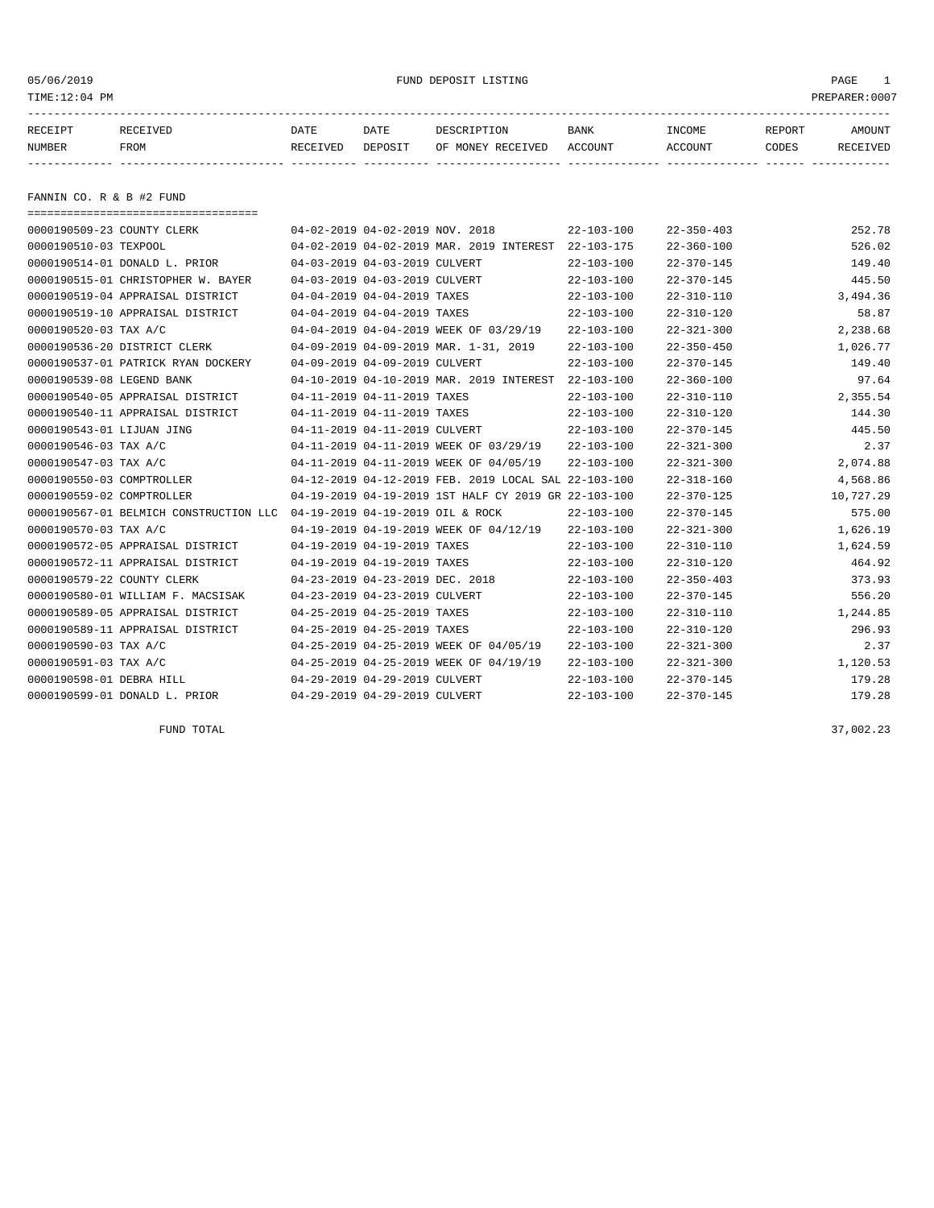05/06/2019 FUND DEPOSIT LISTING

TIME:12:04 PM PREPARER:0007

| RECEIPT NUMBER | RECEIVED FROM | DATE RECEIVED | DATE DEPOSIT | DESCRIPTION OF MONEY RECEIVED | BANK ACCOUNT | INCOME ACCOUNT | REPORT CODES | AMOUNT RECEIVED |
|---|---|---|---|---|---|---|---|---|

## FANNIN CO. R & B #2 FUND

| RECEIPT NUMBER | RECEIVED FROM | DATE RECEIVED | DATE DEPOSIT | DESCRIPTION OF MONEY RECEIVED | BANK ACCOUNT | INCOME ACCOUNT | REPORT CODES | AMOUNT RECEIVED |
|---|---|---|---|---|---|---|---|---|
| 0000190509-23 | COUNTY CLERK | 04-02-2019 | 04-02-2019 | NOV. 2018 | 22-103-100 | 22-350-403 | | 252.78 |
| 0000190510-03 | TEXPOOL | 04-02-2019 | 04-02-2019 | MAR. 2019 INTEREST | 22-103-175 | 22-360-100 | | 526.02 |
| 0000190514-01 | DONALD L. PRIOR | 04-03-2019 | 04-03-2019 | CULVERT | 22-103-100 | 22-370-145 | | 149.40 |
| 0000190515-01 | CHRISTOPHER W. BAYER | 04-03-2019 | 04-03-2019 | CULVERT | 22-103-100 | 22-370-145 | | 445.50 |
| 0000190519-04 | APPRAISAL DISTRICT | 04-04-2019 | 04-04-2019 | TAXES | 22-103-100 | 22-310-110 | | 3,494.36 |
| 0000190519-10 | APPRAISAL DISTRICT | 04-04-2019 | 04-04-2019 | TAXES | 22-103-100 | 22-310-120 | | 58.87 |
| 0000190520-03 | TAX A/C | 04-04-2019 | 04-04-2019 | WEEK OF 03/29/19 | 22-103-100 | 22-321-300 | | 2,238.68 |
| 0000190536-20 | DISTRICT CLERK | 04-09-2019 | 04-09-2019 | MAR. 1-31, 2019 | 22-103-100 | 22-350-450 | | 1,026.77 |
| 0000190537-01 | PATRICK RYAN DOCKERY | 04-09-2019 | 04-09-2019 | CULVERT | 22-103-100 | 22-370-145 | | 149.40 |
| 0000190539-08 | LEGEND BANK | 04-10-2019 | 04-10-2019 | MAR. 2019 INTEREST | 22-103-100 | 22-360-100 | | 97.64 |
| 0000190540-05 | APPRAISAL DISTRICT | 04-11-2019 | 04-11-2019 | TAXES | 22-103-100 | 22-310-110 | | 2,355.54 |
| 0000190540-11 | APPRAISAL DISTRICT | 04-11-2019 | 04-11-2019 | TAXES | 22-103-100 | 22-310-120 | | 144.30 |
| 0000190543-01 | LIJUAN JING | 04-11-2019 | 04-11-2019 | CULVERT | 22-103-100 | 22-370-145 | | 445.50 |
| 0000190546-03 | TAX A/C | 04-11-2019 | 04-11-2019 | WEEK OF 03/29/19 | 22-103-100 | 22-321-300 | | 2.37 |
| 0000190547-03 | TAX A/C | 04-11-2019 | 04-11-2019 | WEEK OF 04/05/19 | 22-103-100 | 22-321-300 | | 2,074.88 |
| 0000190550-03 | COMPTROLLER | 04-12-2019 | 04-12-2019 | FEB. 2019 LOCAL SAL | 22-103-100 | 22-318-160 | | 4,568.86 |
| 0000190559-02 | COMPTROLLER | 04-19-2019 | 04-19-2019 | 1ST HALF CY 2019 GR | 22-103-100 | 22-370-125 | | 10,727.29 |
| 0000190567-01 | BELMICH CONSTRUCTION LLC | 04-19-2019 | 04-19-2019 | OIL & ROCK | 22-103-100 | 22-370-145 | | 575.00 |
| 0000190570-03 | TAX A/C | 04-19-2019 | 04-19-2019 | WEEK OF 04/12/19 | 22-103-100 | 22-321-300 | | 1,626.19 |
| 0000190572-05 | APPRAISAL DISTRICT | 04-19-2019 | 04-19-2019 | TAXES | 22-103-100 | 22-310-110 | | 1,624.59 |
| 0000190572-11 | APPRAISAL DISTRICT | 04-19-2019 | 04-19-2019 | TAXES | 22-103-100 | 22-310-120 | | 464.92 |
| 0000190579-22 | COUNTY CLERK | 04-23-2019 | 04-23-2019 | DEC. 2018 | 22-103-100 | 22-350-403 | | 373.93 |
| 0000190580-01 | WILLIAM F. MACSISAK | 04-23-2019 | 04-23-2019 | CULVERT | 22-103-100 | 22-370-145 | | 556.20 |
| 0000190589-05 | APPRAISAL DISTRICT | 04-25-2019 | 04-25-2019 | TAXES | 22-103-100 | 22-310-110 | | 1,244.85 |
| 0000190589-11 | APPRAISAL DISTRICT | 04-25-2019 | 04-25-2019 | TAXES | 22-103-100 | 22-310-120 | | 296.93 |
| 0000190590-03 | TAX A/C | 04-25-2019 | 04-25-2019 | WEEK OF 04/05/19 | 22-103-100 | 22-321-300 | | 2.37 |
| 0000190591-03 | TAX A/C | 04-25-2019 | 04-25-2019 | WEEK OF 04/19/19 | 22-103-100 | 22-321-300 | | 1,120.53 |
| 0000190598-01 | DEBRA HILL | 04-29-2019 | 04-29-2019 | CULVERT | 22-103-100 | 22-370-145 | | 179.28 |
| 0000190599-01 | DONALD L. PRIOR | 04-29-2019 | 04-29-2019 | CULVERT | 22-103-100 | 22-370-145 | | 179.28 |
| | FUND TOTAL | | | | | | | 37,002.23 |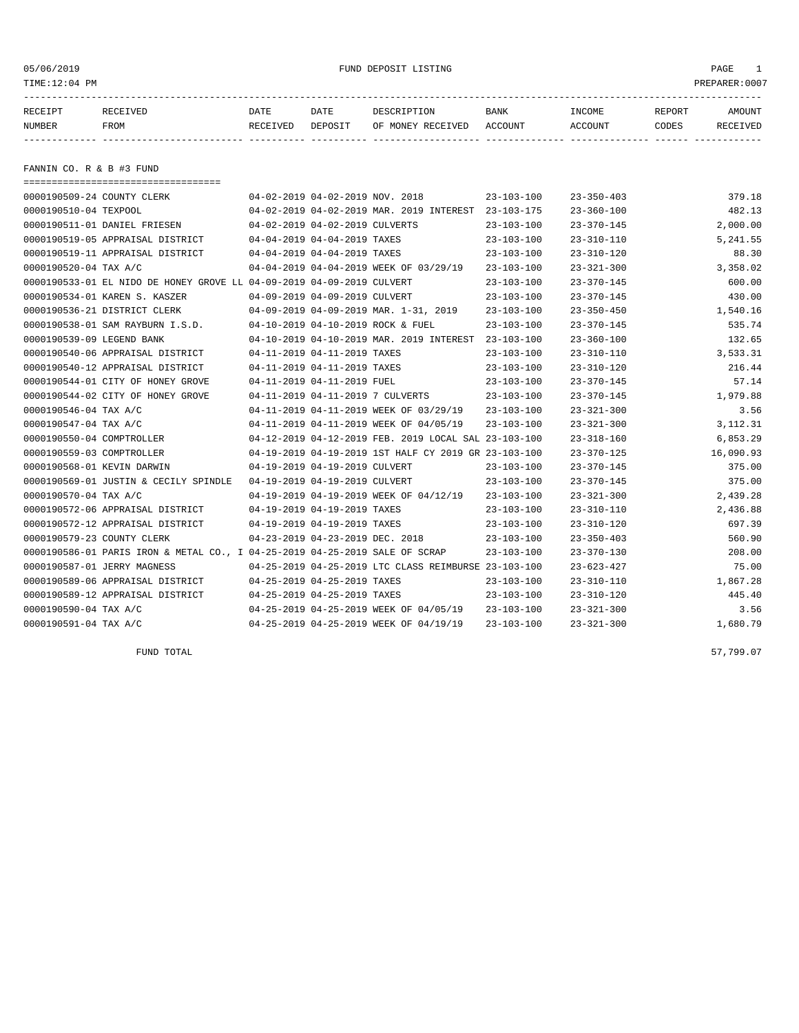05/06/2019 FUND DEPOSIT LISTING

TIME:12:04 PM PREPARER:0007

| RECEIPT NUMBER | RECEIVED FROM | DATE RECEIVED | DATE DEPOSIT | DESCRIPTION OF MONEY RECEIVED | BANK ACCOUNT | INCOME ACCOUNT | REPORT CODES | AMOUNT RECEIVED |
|---|---|---|---|---|---|---|---|---|

## FANNIN CO. R & B #3 FUND

| RECEIPT NUMBER | RECEIVED FROM | DATE RECEIVED | DATE DEPOSIT | DESCRIPTION OF MONEY RECEIVED | BANK ACCOUNT | INCOME ACCOUNT | REPORT CODES | AMOUNT RECEIVED |
|---|---|---|---|---|---|---|---|---|
| 0000190509-24 | COUNTY CLERK | 04-02-2019 | 04-02-2019 | NOV. 2018 | 23-103-100 | 23-350-403 | | 379.18 |
| 0000190510-04 | TEXPOOL | 04-02-2019 | 04-02-2019 | MAR. 2019 INTEREST | 23-103-175 | 23-360-100 | | 482.13 |
| 0000190511-01 | DANIEL FRIESEN | 04-02-2019 | 04-02-2019 | CULVERTS | 23-103-100 | 23-370-145 | | 2,000.00 |
| 0000190519-05 | APPRAISAL DISTRICT | 04-04-2019 | 04-04-2019 | TAXES | 23-103-100 | 23-310-110 | | 5,241.55 |
| 0000190519-11 | APPRAISAL DISTRICT | 04-04-2019 | 04-04-2019 | TAXES | 23-103-100 | 23-310-120 | | 88.30 |
| 0000190520-04 | TAX A/C | 04-04-2019 | 04-04-2019 | WEEK OF 03/29/19 | 23-103-100 | 23-321-300 | | 3,358.02 |
| 0000190533-01 | EL NIDO DE HONEY GROVE LL | 04-09-2019 | 04-09-2019 | CULVERT | 23-103-100 | 23-370-145 | | 600.00 |
| 0000190534-01 | KAREN S. KASZER | 04-09-2019 | 04-09-2019 | CULVERT | 23-103-100 | 23-370-145 | | 430.00 |
| 0000190536-21 | DISTRICT CLERK | 04-09-2019 | 04-09-2019 | MAR. 1-31, 2019 | 23-103-100 | 23-350-450 | | 1,540.16 |
| 0000190538-01 | SAM RAYBURN I.S.D. | 04-10-2019 | 04-10-2019 | ROCK & FUEL | 23-103-100 | 23-370-145 | | 535.74 |
| 0000190539-09 | LEGEND BANK | 04-10-2019 | 04-10-2019 | MAR. 2019 INTEREST | 23-103-100 | 23-360-100 | | 132.65 |
| 0000190540-06 | APPRAISAL DISTRICT | 04-11-2019 | 04-11-2019 | TAXES | 23-103-100 | 23-310-110 | | 3,533.31 |
| 0000190540-12 | APPRAISAL DISTRICT | 04-11-2019 | 04-11-2019 | TAXES | 23-103-100 | 23-310-120 | | 216.44 |
| 0000190544-01 | CITY OF HONEY GROVE | 04-11-2019 | 04-11-2019 | FUEL | 23-103-100 | 23-370-145 | | 57.14 |
| 0000190544-02 | CITY OF HONEY GROVE | 04-11-2019 | 04-11-2019 | 7 CULVERTS | 23-103-100 | 23-370-145 | | 1,979.88 |
| 0000190546-04 | TAX A/C | 04-11-2019 | 04-11-2019 | WEEK OF 03/29/19 | 23-103-100 | 23-321-300 | | 3.56 |
| 0000190547-04 | TAX A/C | 04-11-2019 | 04-11-2019 | WEEK OF 04/05/19 | 23-103-100 | 23-321-300 | | 3,112.31 |
| 0000190550-04 | COMPTROLLER | 04-12-2019 | 04-12-2019 | FEB. 2019 LOCAL SAL | 23-103-100 | 23-318-160 | | 6,853.29 |
| 0000190559-03 | COMPTROLLER | 04-19-2019 | 04-19-2019 | 1ST HALF CY 2019 GR | 23-103-100 | 23-370-125 | | 16,090.93 |
| 0000190568-01 | KEVIN DARWIN | 04-19-2019 | 04-19-2019 | CULVERT | 23-103-100 | 23-370-145 | | 375.00 |
| 0000190569-01 | JUSTIN & CECILY SPINDLE | 04-19-2019 | 04-19-2019 | CULVERT | 23-103-100 | 23-370-145 | | 375.00 |
| 0000190570-04 | TAX A/C | 04-19-2019 | 04-19-2019 | WEEK OF 04/12/19 | 23-103-100 | 23-321-300 | | 2,439.28 |
| 0000190572-06 | APPRAISAL DISTRICT | 04-19-2019 | 04-19-2019 | TAXES | 23-103-100 | 23-310-110 | | 2,436.88 |
| 0000190572-12 | APPRAISAL DISTRICT | 04-19-2019 | 04-19-2019 | TAXES | 23-103-100 | 23-310-120 | | 697.39 |
| 0000190579-23 | COUNTY CLERK | 04-23-2019 | 04-23-2019 | DEC. 2018 | 23-103-100 | 23-350-403 | | 560.90 |
| 0000190586-01 | PARIS IRON & METAL CO., I | 04-25-2019 | 04-25-2019 | SALE OF SCRAP | 23-103-100 | 23-370-130 | | 208.00 |
| 0000190587-01 | JERRY MAGNESS | 04-25-2019 | 04-25-2019 | LTC CLASS REIMBURSE | 23-103-100 | 23-623-427 | | 75.00 |
| 0000190589-06 | APPRAISAL DISTRICT | 04-25-2019 | 04-25-2019 | TAXES | 23-103-100 | 23-310-110 | | 1,867.28 |
| 0000190589-12 | APPRAISAL DISTRICT | 04-25-2019 | 04-25-2019 | TAXES | 23-103-100 | 23-310-120 | | 445.40 |
| 0000190590-04 | TAX A/C | 04-25-2019 | 04-25-2019 | WEEK OF 04/05/19 | 23-103-100 | 23-321-300 | | 3.56 |
| 0000190591-04 | TAX A/C | 04-25-2019 | 04-25-2019 | WEEK OF 04/19/19 | 23-103-100 | 23-321-300 | | 1,680.79 |
| | FUND TOTAL | | | | | | | 57,799.07 |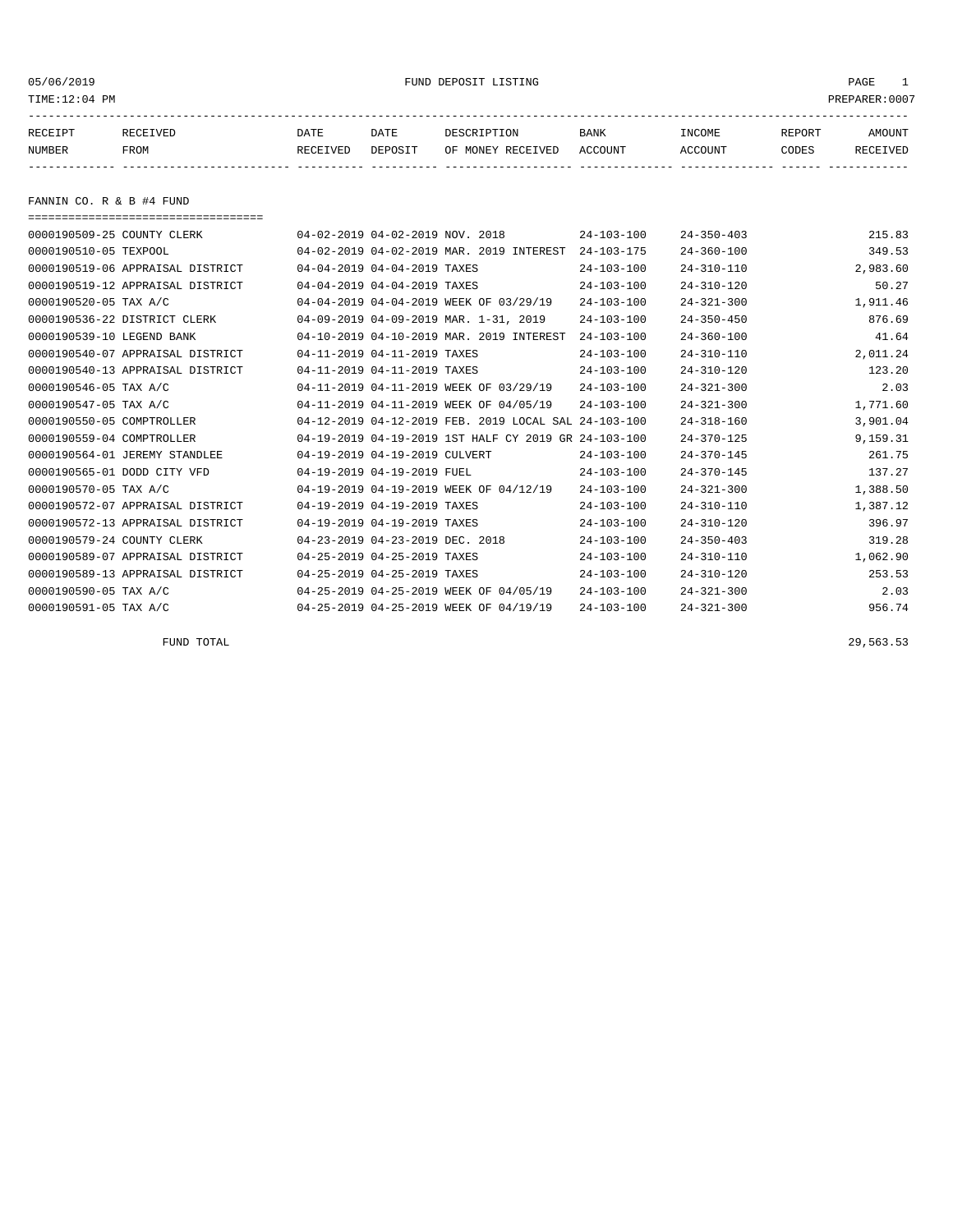FUND DEPOSIT LISTING

05/06/2019
TIME:12:04 PM
PREPARER:0007

| RECEIPT NUMBER | RECEIVED FROM | DATE RECEIVED | DATE DEPOSIT | DESCRIPTION OF MONEY RECEIVED | BANK ACCOUNT | INCOME ACCOUNT | REPORT CODES | AMOUNT RECEIVED |
|---|---|---|---|---|---|---|---|---|

## FANNIN CO. R & B #4 FUND

| RECEIPT NUMBER | RECEIVED FROM | DATE RECEIVED | DATE DEPOSIT | DESCRIPTION OF MONEY RECEIVED | BANK ACCOUNT | INCOME ACCOUNT | REPORT CODES | AMOUNT RECEIVED |
|---|---|---|---|---|---|---|---|---|
| 0000190509-25 | COUNTY CLERK | 04-02-2019 | 04-02-2019 | NOV. 2018 | 24-103-100 | 24-350-403 | | 215.83 |
| 0000190510-05 | TEXPOOL | 04-02-2019 | 04-02-2019 | MAR. 2019 INTEREST | 24-103-175 | 24-360-100 | | 349.53 |
| 0000190519-06 | APPRAISAL DISTRICT | 04-04-2019 | 04-04-2019 | TAXES | 24-103-100 | 24-310-110 | | 2,983.60 |
| 0000190519-12 | APPRAISAL DISTRICT | 04-04-2019 | 04-04-2019 | TAXES | 24-103-100 | 24-310-120 | | 50.27 |
| 0000190520-05 | TAX A/C | 04-04-2019 | 04-04-2019 | WEEK OF 03/29/19 | 24-103-100 | 24-321-300 | | 1,911.46 |
| 0000190536-22 | DISTRICT CLERK | 04-09-2019 | 04-09-2019 | MAR. 1-31, 2019 | 24-103-100 | 24-350-450 | | 876.69 |
| 0000190539-10 | LEGEND BANK | 04-10-2019 | 04-10-2019 | MAR. 2019 INTEREST | 24-103-100 | 24-360-100 | | 41.64 |
| 0000190540-07 | APPRAISAL DISTRICT | 04-11-2019 | 04-11-2019 | TAXES | 24-103-100 | 24-310-110 | | 2,011.24 |
| 0000190540-13 | APPRAISAL DISTRICT | 04-11-2019 | 04-11-2019 | TAXES | 24-103-100 | 24-310-120 | | 123.20 |
| 0000190546-05 | TAX A/C | 04-11-2019 | 04-11-2019 | WEEK OF 03/29/19 | 24-103-100 | 24-321-300 | | 2.03 |
| 0000190547-05 | TAX A/C | 04-11-2019 | 04-11-2019 | WEEK OF 04/05/19 | 24-103-100 | 24-321-300 | | 1,771.60 |
| 0000190550-05 | COMPTROLLER | 04-12-2019 | 04-12-2019 | FEB. 2019 LOCAL SAL | 24-103-100 | 24-318-160 | | 3,901.04 |
| 0000190559-04 | COMPTROLLER | 04-19-2019 | 04-19-2019 | 1ST HALF CY 2019 GR | 24-103-100 | 24-370-125 | | 9,159.31 |
| 0000190564-01 | JEREMY STANDLEE | 04-19-2019 | 04-19-2019 | CULVERT | 24-103-100 | 24-370-145 | | 261.75 |
| 0000190565-01 | DODD CITY VFD | 04-19-2019 | 04-19-2019 | FUEL | 24-103-100 | 24-370-145 | | 137.27 |
| 0000190570-05 | TAX A/C | 04-19-2019 | 04-19-2019 | WEEK OF 04/12/19 | 24-103-100 | 24-321-300 | | 1,388.50 |
| 0000190572-07 | APPRAISAL DISTRICT | 04-19-2019 | 04-19-2019 | TAXES | 24-103-100 | 24-310-110 | | 1,387.12 |
| 0000190572-13 | APPRAISAL DISTRICT | 04-19-2019 | 04-19-2019 | TAXES | 24-103-100 | 24-310-120 | | 396.97 |
| 0000190579-24 | COUNTY CLERK | 04-23-2019 | 04-23-2019 | DEC. 2018 | 24-103-100 | 24-350-403 | | 319.28 |
| 0000190589-07 | APPRAISAL DISTRICT | 04-25-2019 | 04-25-2019 | TAXES | 24-103-100 | 24-310-110 | | 1,062.90 |
| 0000190589-13 | APPRAISAL DISTRICT | 04-25-2019 | 04-25-2019 | TAXES | 24-103-100 | 24-310-120 | | 253.53 |
| 0000190590-05 | TAX A/C | 04-25-2019 | 04-25-2019 | WEEK OF 04/05/19 | 24-103-100 | 24-321-300 | | 2.03 |
| 0000190591-05 | TAX A/C | 04-25-2019 | 04-25-2019 | WEEK OF 04/19/19 | 24-103-100 | 24-321-300 | | 956.74 |
| | FUND TOTAL | | | | | | | 29,563.53 |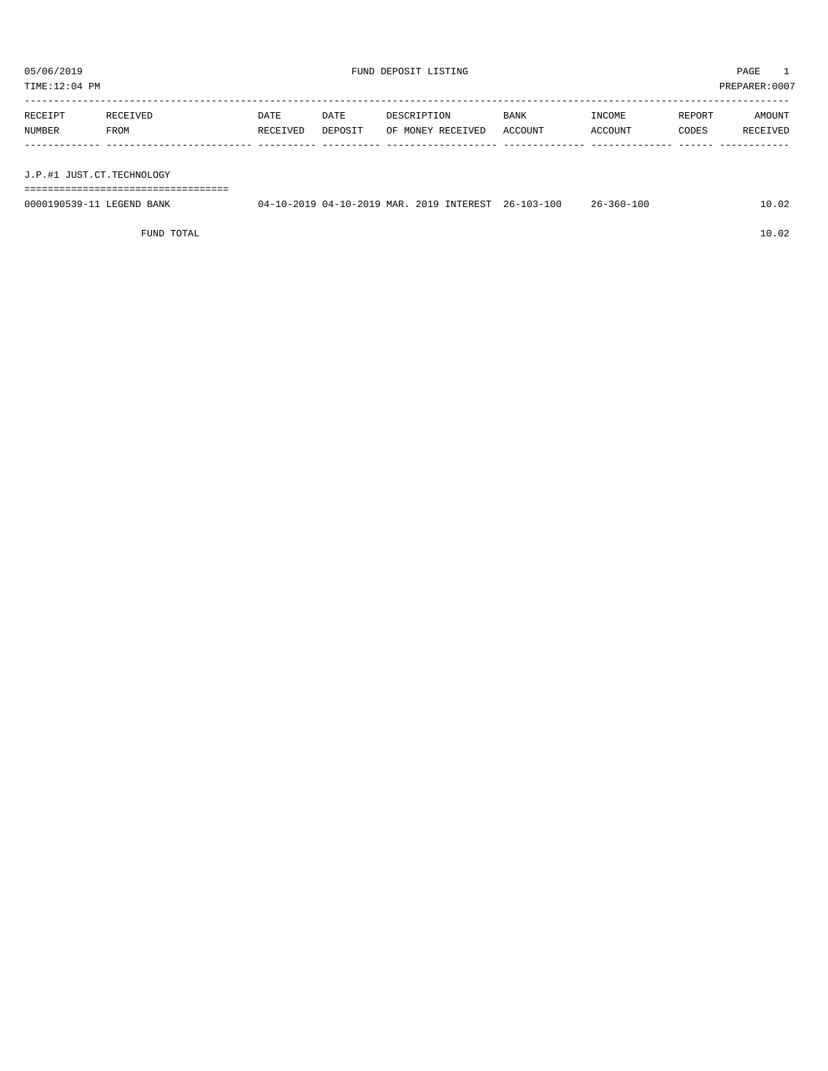05/06/2019 FUND DEPOSIT LISTING

TIME:12:04 PM PREPARER:0007

| RECEIPT NUMBER | RECEIVED FROM | DATE RECEIVED | DATE DEPOSIT | DESCRIPTION OF MONEY RECEIVED | BANK ACCOUNT | INCOME ACCOUNT | REPORT CODES | AMOUNT RECEIVED |
|---|---|---|---|---|---|---|---|---|
| **J.P.#1 JUST.CT.TECHNOLOGY** | | | | | | | | |
| 0000190539-11 | LEGEND BANK | 04-10-2019 | 04-10-2019 | MAR. 2019 INTEREST | 26-103-100 | 26-360-100 | | 10.02 |
| | FUND TOTAL | | | | | | | 10.02 |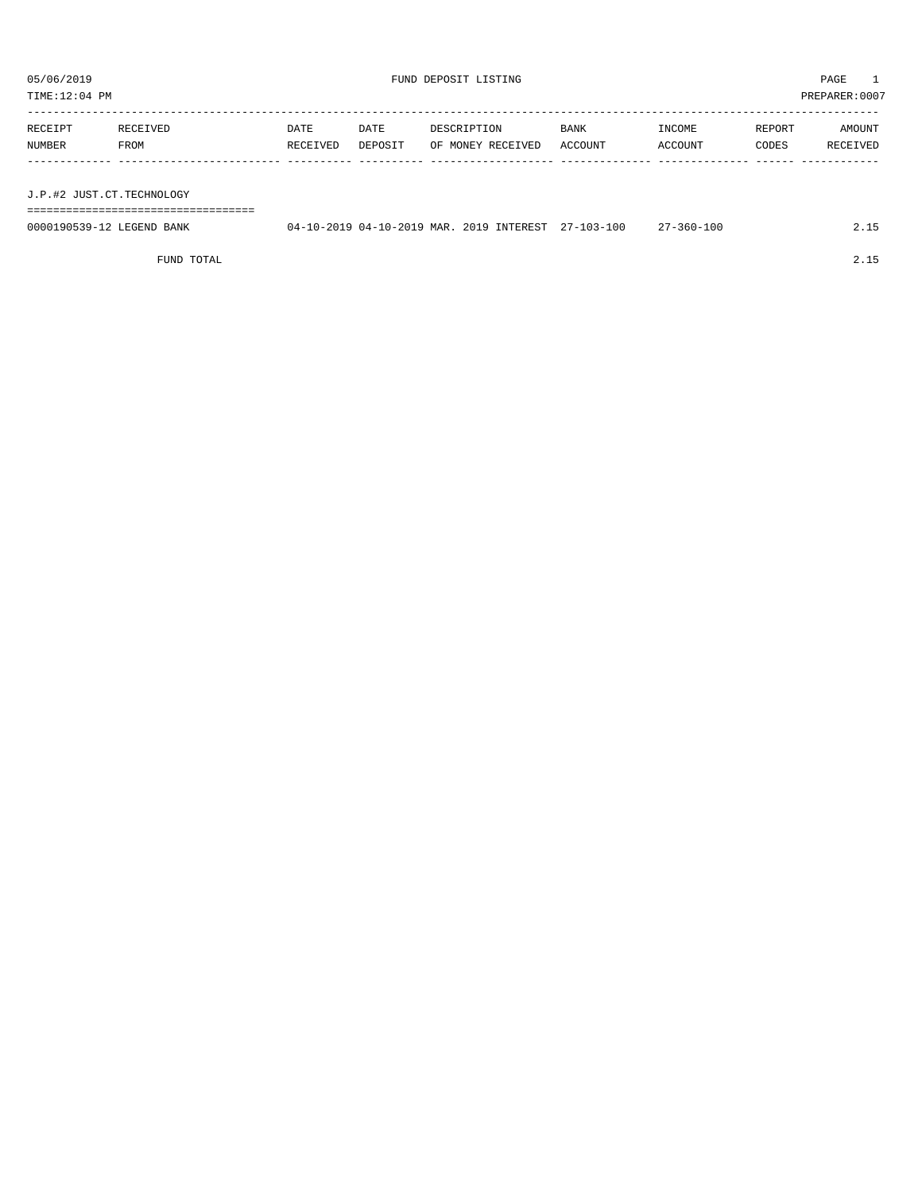05/06/2019 FUND DEPOSIT LISTING

TIME:12:04 PM PREPARER:0007

| RECEIPT NUMBER | RECEIVED FROM | DATE RECEIVED | DATE DEPOSIT | DESCRIPTION OF MONEY RECEIVED | BANK ACCOUNT | INCOME ACCOUNT | REPORT CODES | AMOUNT RECEIVED |
|---|---|---|---|---|---|---|---|---|
| **J.P.#2 JUST.CT.TECHNOLOGY** | | | | | | | | |
| 0000190539-12 | LEGEND BANK | 04-10-2019 | 04-10-2019 | MAR. 2019 INTEREST | 27-103-100 | 27-360-100 | | 2.15 |
| | FUND TOTAL | | | | | | | 2.15 |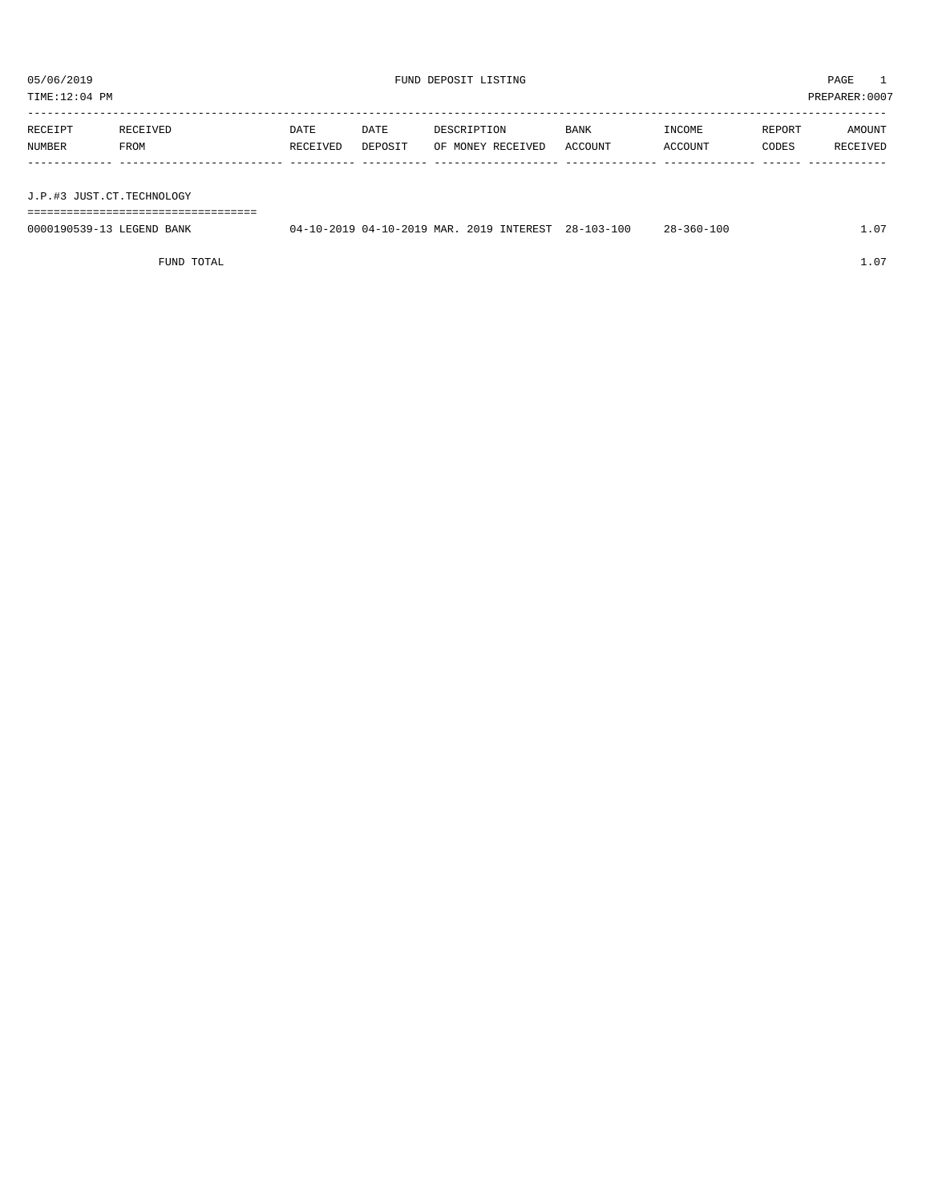05/06/2019 FUND DEPOSIT LISTING

TIME:12:04 PM PREPARER:0007

| RECEIPT NUMBER | RECEIVED FROM | DATE RECEIVED | DATE DEPOSIT | DESCRIPTION OF MONEY RECEIVED | BANK ACCOUNT | INCOME ACCOUNT | REPORT CODES | AMOUNT RECEIVED |
|---|---|---|---|---|---|---|---|---|
| **J.P.#3 JUST.CT.TECHNOLOGY** | | | | | | | | |
| 0000190539-13 | LEGEND BANK | 04-10-2019 | 04-10-2019 | MAR. 2019 INTEREST | 28-103-100 | 28-360-100 | | 1.07 |
| | FUND TOTAL | | | | | | | 1.07 |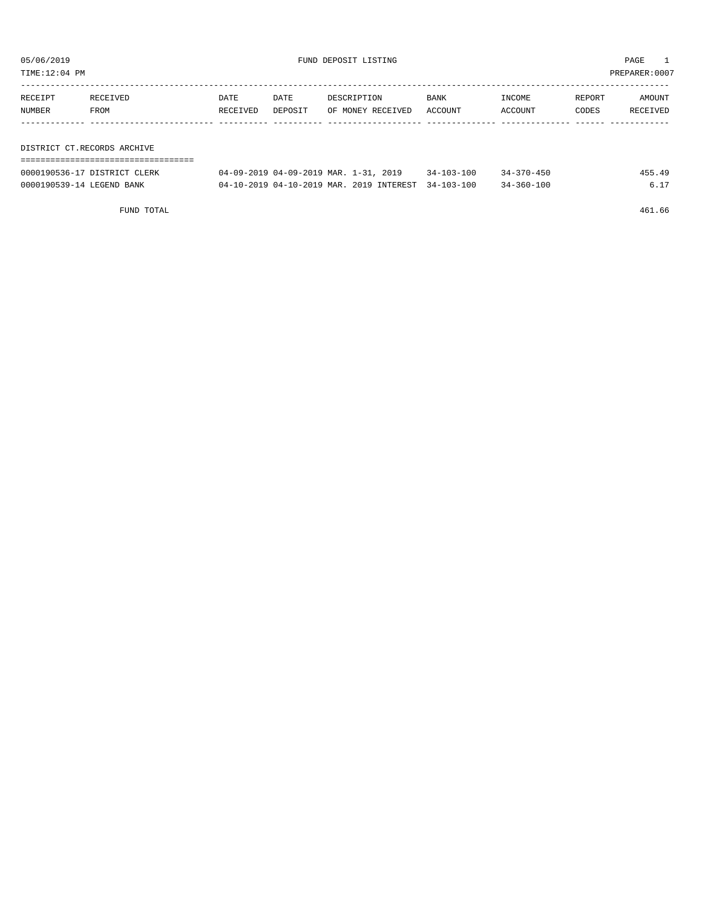05/06/2019 FUND DEPOSIT LISTING PAGE 1

TIME:12:04 PM PREPARER:0007

| RECEIPT NUMBER | RECEIVED FROM | DATE RECEIVED | DATE DEPOSIT | DESCRIPTION OF MONEY RECEIVED | BANK ACCOUNT | INCOME ACCOUNT | REPORT CODES | AMOUNT RECEIVED |
|---|---|---|---|---|---|---|---|---|
| **DISTRICT CT.RECORDS ARCHIVE** | | | | | | | | |
| 0000190536-17 | DISTRICT CLERK | 04-09-2019 | 04-09-2019 | MAR. 1-31, 2019 | 34-103-100 | 34-370-450 | | 455.49 |
| 0000190539-14 | LEGEND BANK | 04-10-2019 | 04-10-2019 | MAR. 2019 INTEREST | 34-103-100 | 34-360-100 | | 6.17 |
| | FUND TOTAL | | | | | | | 461.66 |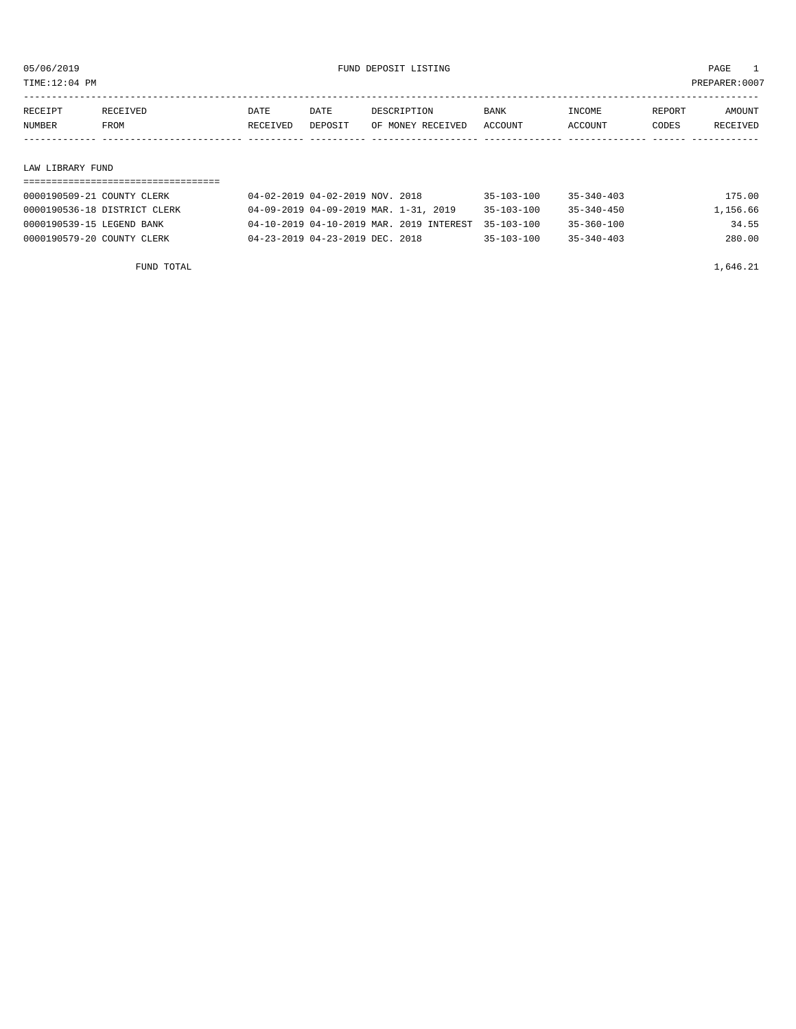05/06/2019 FUND DEPOSIT LISTING PAGE 1

TIME:12:04 PM PREPARER:0007

| RECEIPT NUMBER | RECEIVED FROM | DATE RECEIVED | DATE DEPOSIT | DESCRIPTION OF MONEY RECEIVED | BANK ACCOUNT | INCOME ACCOUNT | REPORT CODES | AMOUNT RECEIVED |
|---|---|---|---|---|---|---|---|---|
| **LAW LIBRARY FUND** | | | | | | | | |
| 0000190509-21 | COUNTY CLERK | 04-02-2019 | 04-02-2019 | NOV. 2018 | 35-103-100 | 35-340-403 | | 175.00 |
| 0000190536-18 | DISTRICT CLERK | 04-09-2019 | 04-09-2019 | MAR. 1-31, 2019 | 35-103-100 | 35-340-450 | | 1,156.66 |
| 0000190539-15 | LEGEND BANK | 04-10-2019 | 04-10-2019 | MAR. 2019 INTEREST | 35-103-100 | 35-360-100 | | 34.55 |
| 0000190579-20 | COUNTY CLERK | 04-23-2019 | 04-23-2019 | DEC. 2018 | 35-103-100 | 35-340-403 | | 280.00 |
| | FUND TOTAL | | | | | | | 1,646.21 |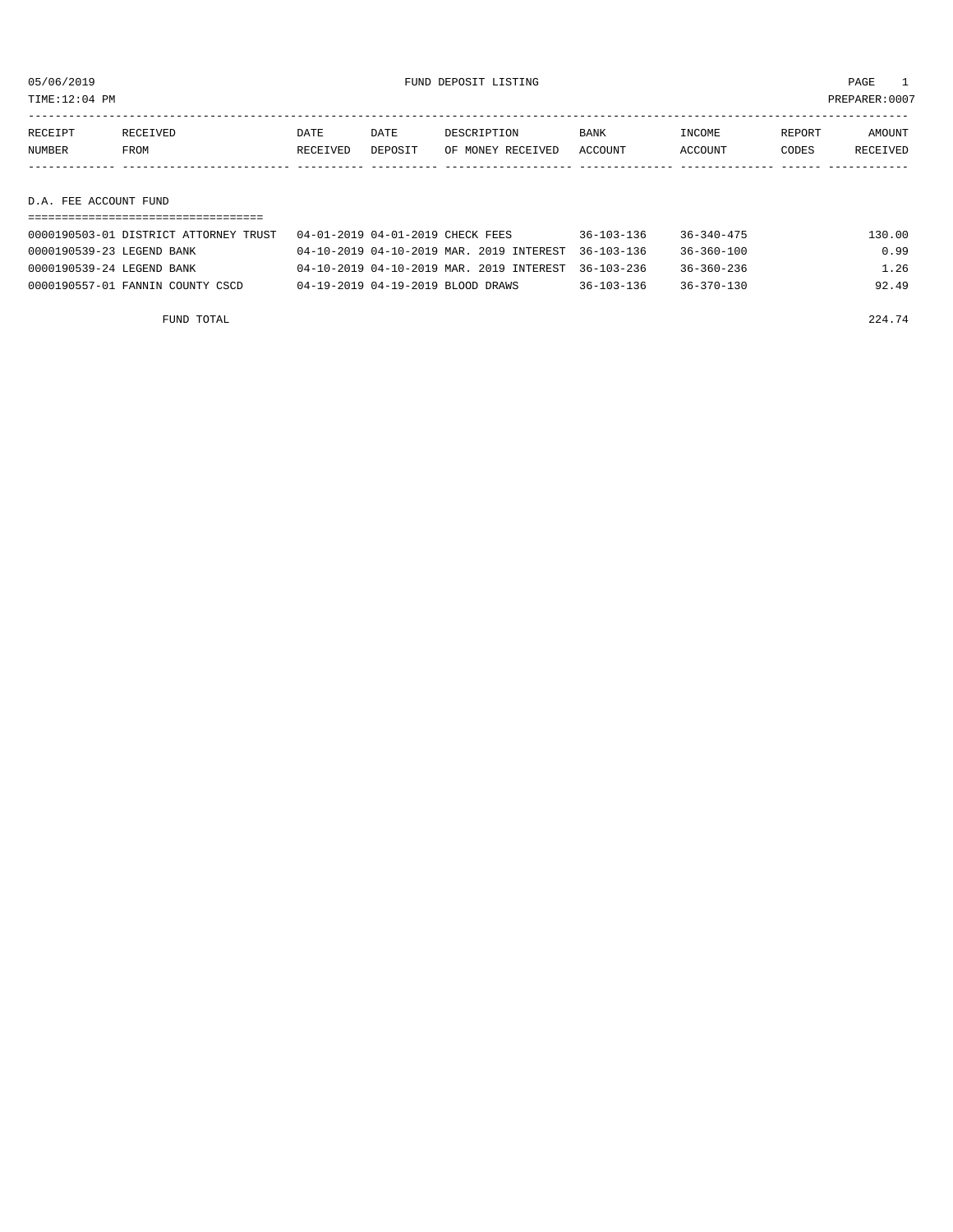05/06/2019 FUND DEPOSIT LISTING PAGE 1

TIME:12:04 PM PREPARER:0007

| RECEIPT NUMBER | RECEIVED FROM | DATE RECEIVED | DATE DEPOSIT | DESCRIPTION OF MONEY RECEIVED | BANK ACCOUNT | INCOME ACCOUNT | REPORT CODES | AMOUNT RECEIVED |
|---|---|---|---|---|---|---|---|---|

## D.A. FEE ACCOUNT FUND

| RECEIPT NUMBER | RECEIVED FROM | DATE RECEIVED | DATE DEPOSIT | DESCRIPTION OF MONEY RECEIVED | BANK ACCOUNT | INCOME ACCOUNT | REPORT CODES | AMOUNT RECEIVED |
|---|---|---|---|---|---|---|---|---|
| 0000190503-01 | DISTRICT ATTORNEY TRUST | 04-01-2019 | 04-01-2019 | CHECK FEES | 36-103-136 | 36-340-475 | | 130.00 |
| 0000190539-23 | LEGEND BANK | 04-10-2019 | 04-10-2019 | MAR. 2019 INTEREST | 36-103-136 | 36-360-100 | | 0.99 |
| 0000190539-24 | LEGEND BANK | 04-10-2019 | 04-10-2019 | MAR. 2019 INTEREST | 36-103-236 | 36-360-236 | | 1.26 |
| 0000190557-01 | FANNIN COUNTY CSCD | 04-19-2019 | 04-19-2019 | BLOOD DRAWS | 36-103-136 | 36-370-130 | | 92.49 |
| | FUND TOTAL | | | | | | | 224.74 |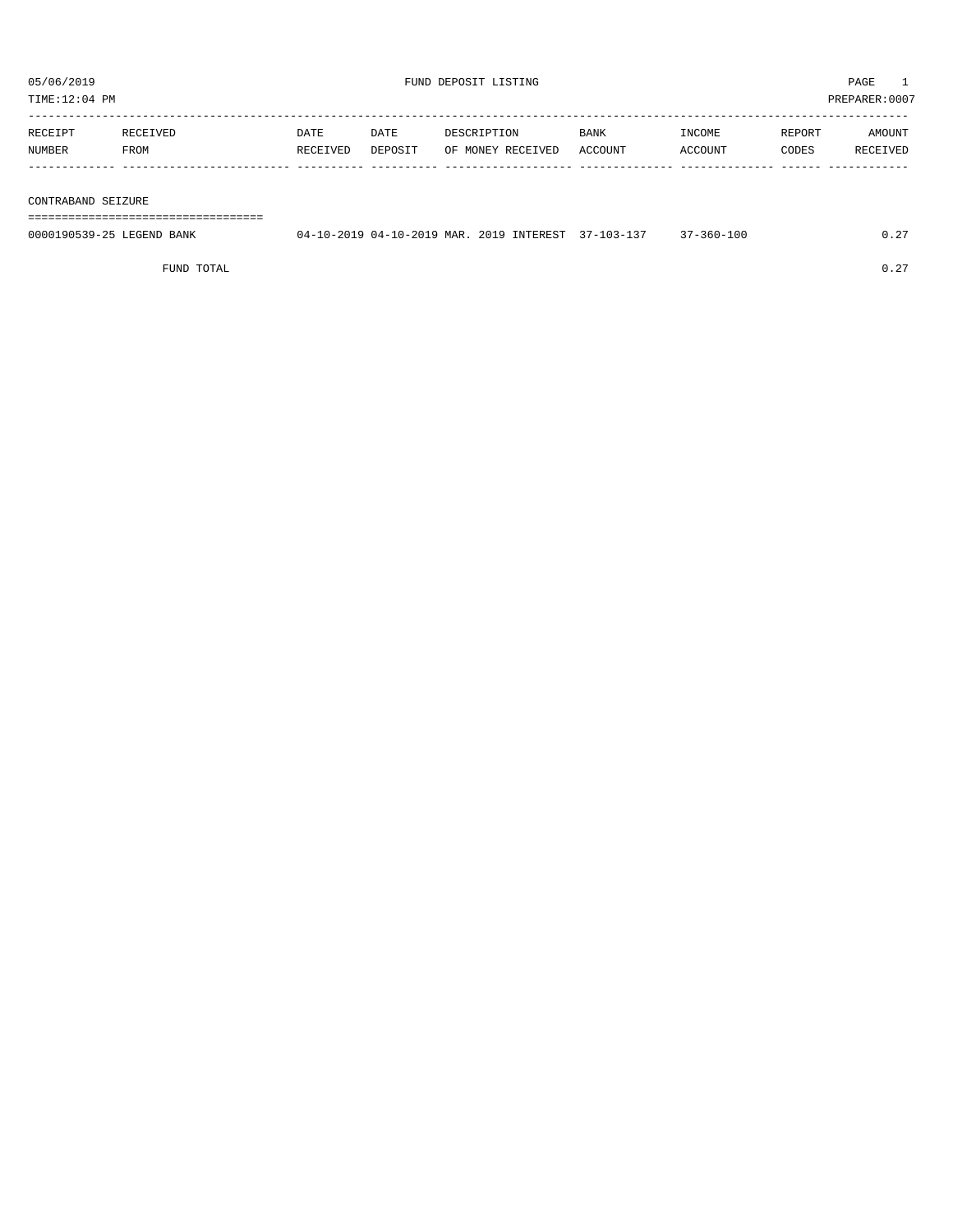05/06/2019 FUND DEPOSIT LISTING

TIME:12:04 PM PREPARER:0007

| RECEIPT NUMBER | RECEIVED FROM | DATE RECEIVED | DATE DEPOSIT | DESCRIPTION OF MONEY RECEIVED | BANK ACCOUNT | INCOME ACCOUNT | REPORT CODES | AMOUNT RECEIVED |
|---|---|---|---|---|---|---|---|---|

## CONTRABAND SEIZURE

| RECEIPT NUMBER | RECEIVED FROM | DATE RECEIVED | DATE DEPOSIT | DESCRIPTION OF MONEY RECEIVED | BANK ACCOUNT | INCOME ACCOUNT | REPORT CODES | AMOUNT RECEIVED |
|---|---|---|---|---|---|---|---|---|
| 0000190539-25 | LEGEND BANK | 04-10-2019 | 04-10-2019 | MAR. 2019 INTEREST | 37-103-137 | 37-360-100 | | 0.27 |
| | FUND TOTAL | | | | | | | 0.27 |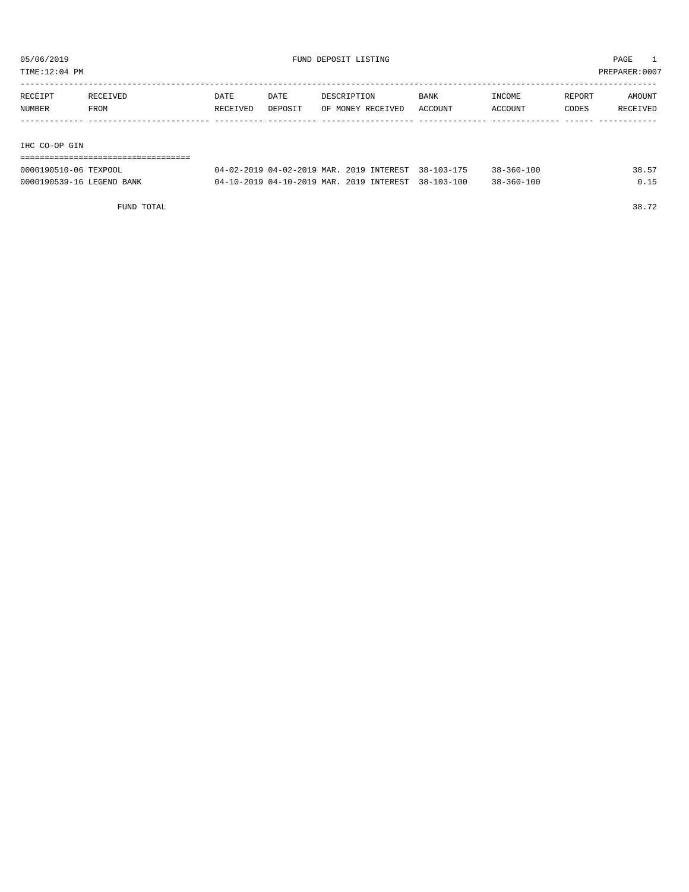05/06/2019 FUND DEPOSIT LISTING PAGE 1

TIME:12:04 PM PREPARER:0007

| RECEIPT NUMBER | RECEIVED FROM | DATE RECEIVED | DATE DEPOSIT | DESCRIPTION OF MONEY RECEIVED | BANK ACCOUNT | INCOME ACCOUNT | REPORT CODES | AMOUNT RECEIVED |
|---|---|---|---|---|---|---|---|---|
| **IHC CO-OP GIN** | | | | | | | | |
| 0000190510-06 | TEXPOOL | 04-02-2019 | 04-02-2019 | MAR. 2019 INTEREST | 38-103-175 | 38-360-100 | | 38.57 |
| 0000190539-16 | LEGEND BANK | 04-10-2019 | 04-10-2019 | MAR. 2019 INTEREST | 38-103-100 | 38-360-100 | | 0.15 |
| | FUND TOTAL | | | | | | | 38.72 |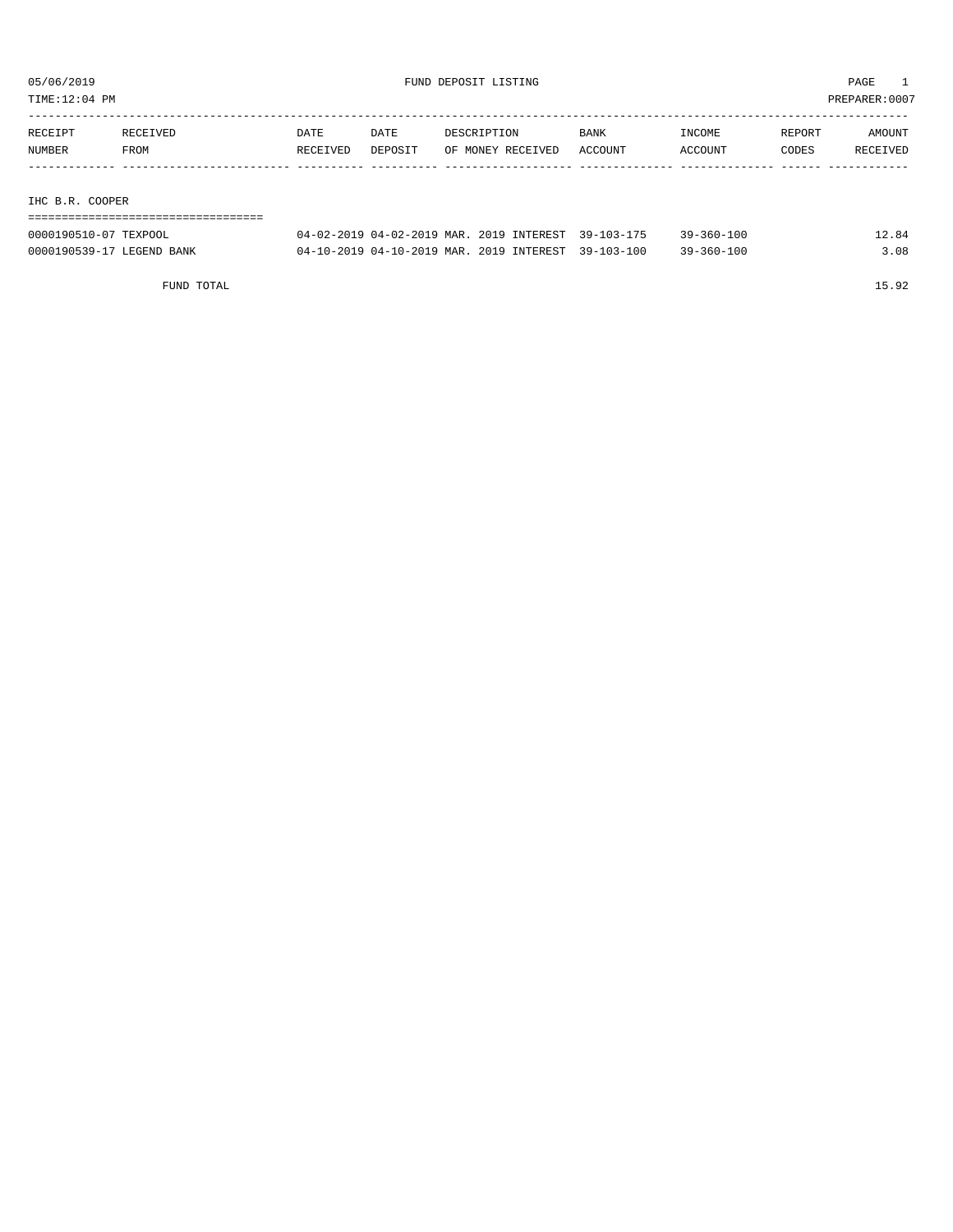05/06/2019 FUND DEPOSIT LISTING

TIME:12:04 PM PREPARER:0007

| RECEIPT NUMBER | RECEIVED FROM | DATE RECEIVED | DATE DEPOSIT | DESCRIPTION OF MONEY RECEIVED | BANK ACCOUNT | INCOME ACCOUNT | REPORT CODES | AMOUNT RECEIVED |
|---|---|---|---|---|---|---|---|---|
| **IHC B.R. COOPER** | | | | | | | | |
| 0000190510-07 | TEXPOOL | 04-02-2019 | 04-02-2019 | MAR. 2019 INTEREST | 39-103-175 | 39-360-100 | | 12.84 |
| 0000190539-17 | LEGEND BANK | 04-10-2019 | 04-10-2019 | MAR. 2019 INTEREST | 39-103-100 | 39-360-100 | | 3.08 |
| | FUND TOTAL | | | | | | | 15.92 |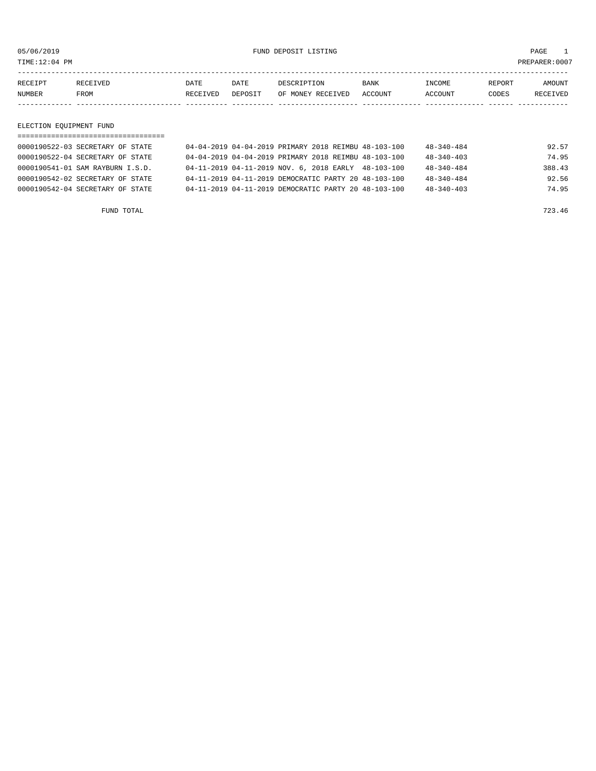05/06/2019 FUND DEPOSIT LISTING

TIME:12:04 PM PREPARER:0007

| RECEIPT NUMBER | RECEIVED FROM | DATE RECEIVED | DATE DEPOSIT | DESCRIPTION OF MONEY RECEIVED | BANK ACCOUNT | INCOME ACCOUNT | REPORT CODES | AMOUNT RECEIVED |
|---|---|---|---|---|---|---|---|---|

## ELECTION EQUIPMENT FUND

| RECEIPT NUMBER | RECEIVED FROM | DATE RECEIVED | DATE DEPOSIT | DESCRIPTION OF MONEY RECEIVED | BANK ACCOUNT | INCOME ACCOUNT | REPORT CODES | AMOUNT RECEIVED |
|---|---|---|---|---|---|---|---|---|
| 0000190522-03 | SECRETARY OF STATE | 04-04-2019 | 04-04-2019 | PRIMARY 2018 REIMBU | 48-103-100 | 48-340-484 | | 92.57 |
| 0000190522-04 | SECRETARY OF STATE | 04-04-2019 | 04-04-2019 | PRIMARY 2018 REIMBU | 48-103-100 | 48-340-403 | | 74.95 |
| 0000190541-01 | SAM RAYBURN I.S.D. | 04-11-2019 | 04-11-2019 | NOV. 6, 2018 EARLY | 48-103-100 | 48-340-484 | | 388.43 |
| 0000190542-02 | SECRETARY OF STATE | 04-11-2019 | 04-11-2019 | DEMOCRATIC PARTY 20 | 48-103-100 | 48-340-484 | | 92.56 |
| 0000190542-04 | SECRETARY OF STATE | 04-11-2019 | 04-11-2019 | DEMOCRATIC PARTY 20 | 48-103-100 | 48-340-403 | | 74.95 |
| | FUND TOTAL | | | | | | | 723.46 |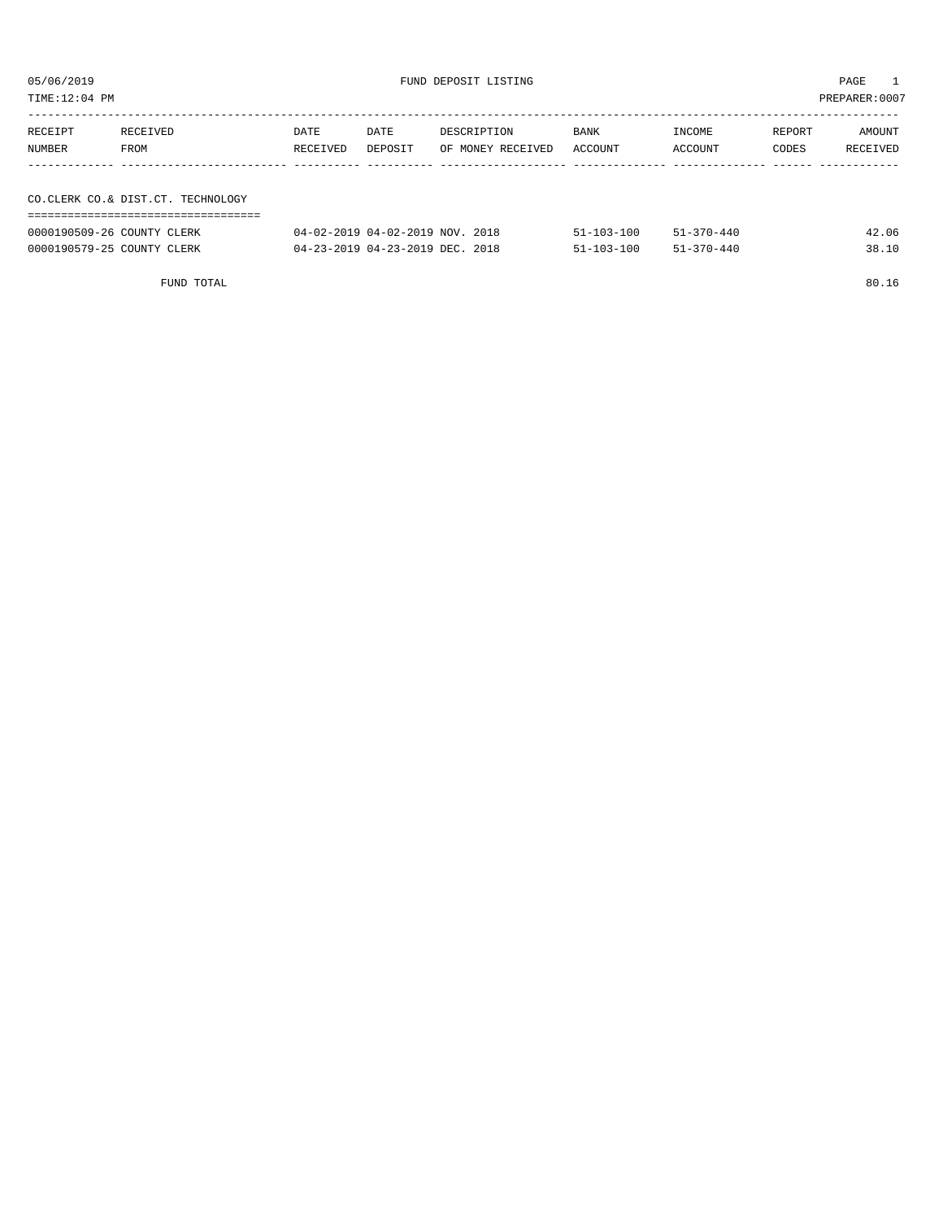05/06/2019 FUND DEPOSIT LISTING PAGE 1

TIME:12:04 PM PREPARER:0007

| RECEIPT NUMBER | RECEIVED FROM | DATE RECEIVED | DATE DEPOSIT | DESCRIPTION OF MONEY RECEIVED | BANK ACCOUNT | INCOME ACCOUNT | REPORT CODES | AMOUNT RECEIVED |
|---|---|---|---|---|---|---|---|---|
| **CO.CLERK CO.& DIST.CT. TECHNOLOGY** | | | | | | | | |
| 0000190509-26 | COUNTY CLERK | 04-02-2019 | 04-02-2019 | NOV. 2018 | 51-103-100 | 51-370-440 | | 42.06 |
| 0000190579-25 | COUNTY CLERK | 04-23-2019 | 04-23-2019 | DEC. 2018 | 51-103-100 | 51-370-440 | | 38.10 |
| | FUND TOTAL | | | | | | | 80.16 |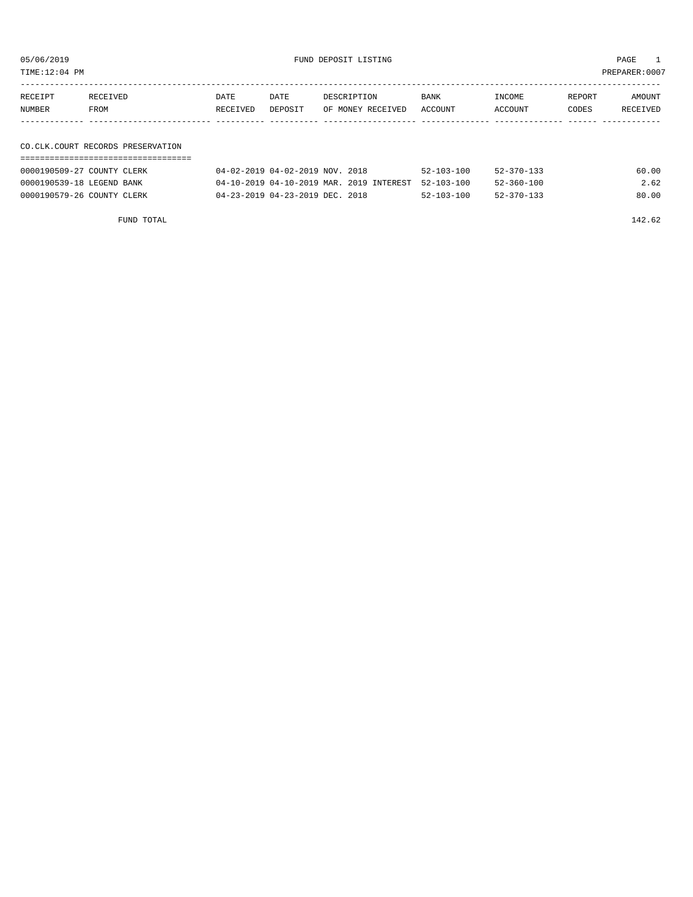05/06/2019 FUND DEPOSIT LISTING

TIME:12:04 PM PREPARER:0007

| RECEIPT NUMBER | RECEIVED FROM | DATE RECEIVED | DATE DEPOSIT | DESCRIPTION OF MONEY RECEIVED | BANK ACCOUNT | INCOME ACCOUNT | REPORT CODES | AMOUNT RECEIVED |
|---|---|---|---|---|---|---|---|---|
| **CO.CLK.COURT RECORDS PRESERVATION** | | | | | | | | |
| 0000190509-27 | COUNTY CLERK | 04-02-2019 | 04-02-2019 | NOV. 2018 | 52-103-100 | 52-370-133 | | 60.00 |
| 0000190539-18 | LEGEND BANK | 04-10-2019 | 04-10-2019 | MAR. 2019 INTEREST | 52-103-100 | 52-360-100 | | 2.62 |
| 0000190579-26 | COUNTY CLERK | 04-23-2019 | 04-23-2019 | DEC. 2018 | 52-103-100 | 52-370-133 | | 80.00 |
| | FUND TOTAL | | | | | | | 142.62 |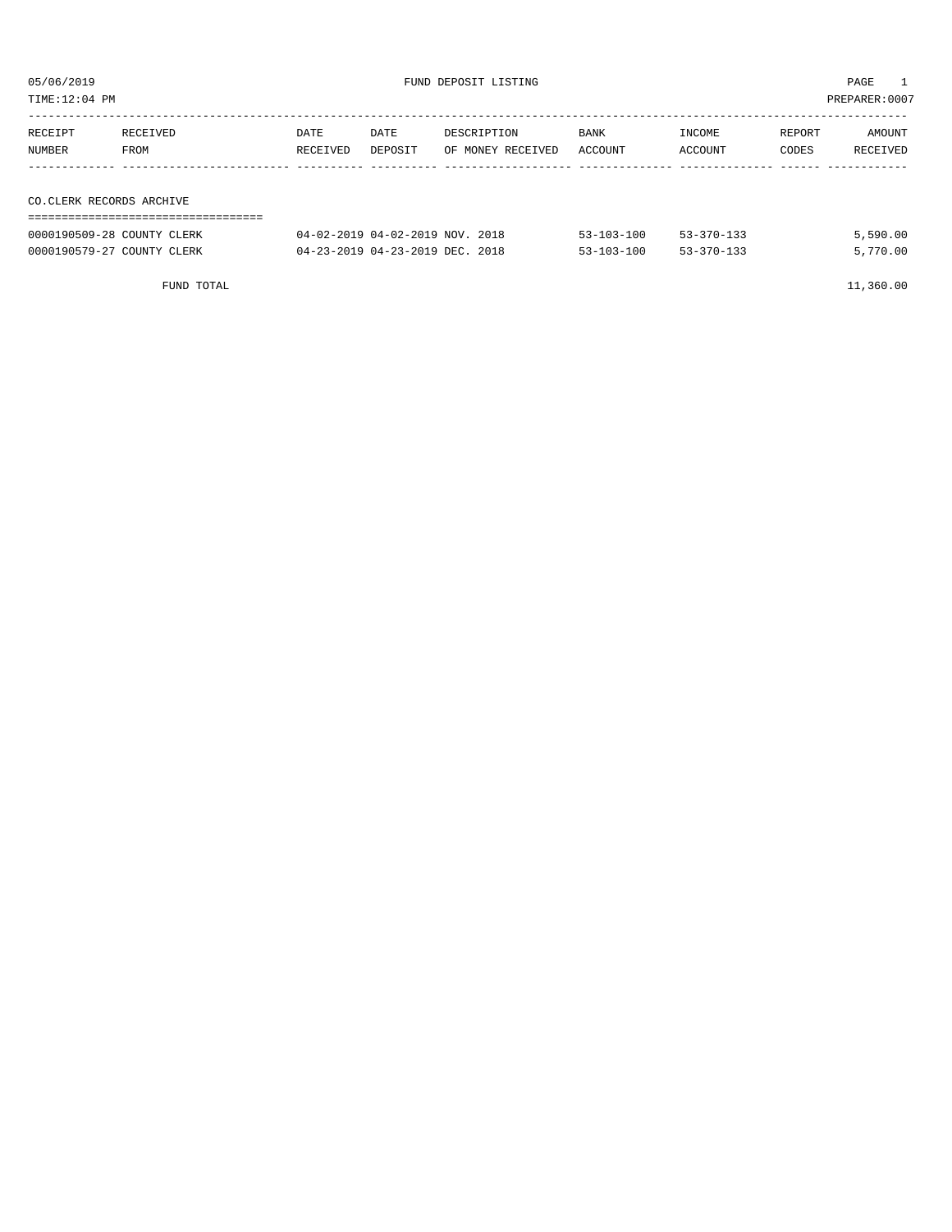05/06/2019 FUND DEPOSIT LISTING

TIME:12:04 PM PREPARER:0007

| RECEIPT NUMBER | RECEIVED FROM | DATE RECEIVED | DATE DEPOSIT | DESCRIPTION OF MONEY RECEIVED | BANK ACCOUNT | INCOME ACCOUNT | REPORT CODES | AMOUNT RECEIVED |
|---|---|---|---|---|---|---|---|---|
| **CO.CLERK RECORDS ARCHIVE** | | | | | | | | |
| 0000190509-28 | COUNTY CLERK | 04-02-2019 | 04-02-2019 | NOV. 2018 | 53-103-100 | 53-370-133 | | 5,590.00 |
| 0000190579-27 | COUNTY CLERK | 04-23-2019 | 04-23-2019 | DEC. 2018 | 53-103-100 | 53-370-133 | | 5,770.00 |
| | FUND TOTAL | | | | | | | 11,360.00 |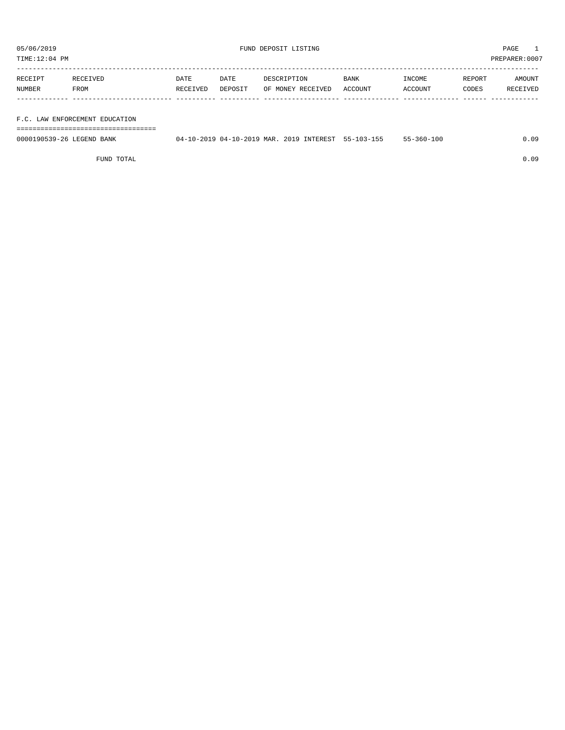05/06/2019 FUND DEPOSIT LISTING PAGE 1

TIME:12:04 PM PREPARER:0007

| RECEIPT NUMBER | RECEIVED FROM | DATE RECEIVED | DATE DEPOSIT | DESCRIPTION OF MONEY RECEIVED | BANK ACCOUNT | INCOME ACCOUNT | REPORT CODES | AMOUNT RECEIVED |
|---|---|---|---|---|---|---|---|---|
| **F.C. LAW ENFORCEMENT EDUCATION** | | | | | | | | |
| 0000190539-26 | LEGEND BANK | 04-10-2019 | 04-10-2019 | MAR. 2019 INTEREST | 55-103-155 | 55-360-100 | | 0.09 |
| | FUND TOTAL | | | | | | | 0.09 |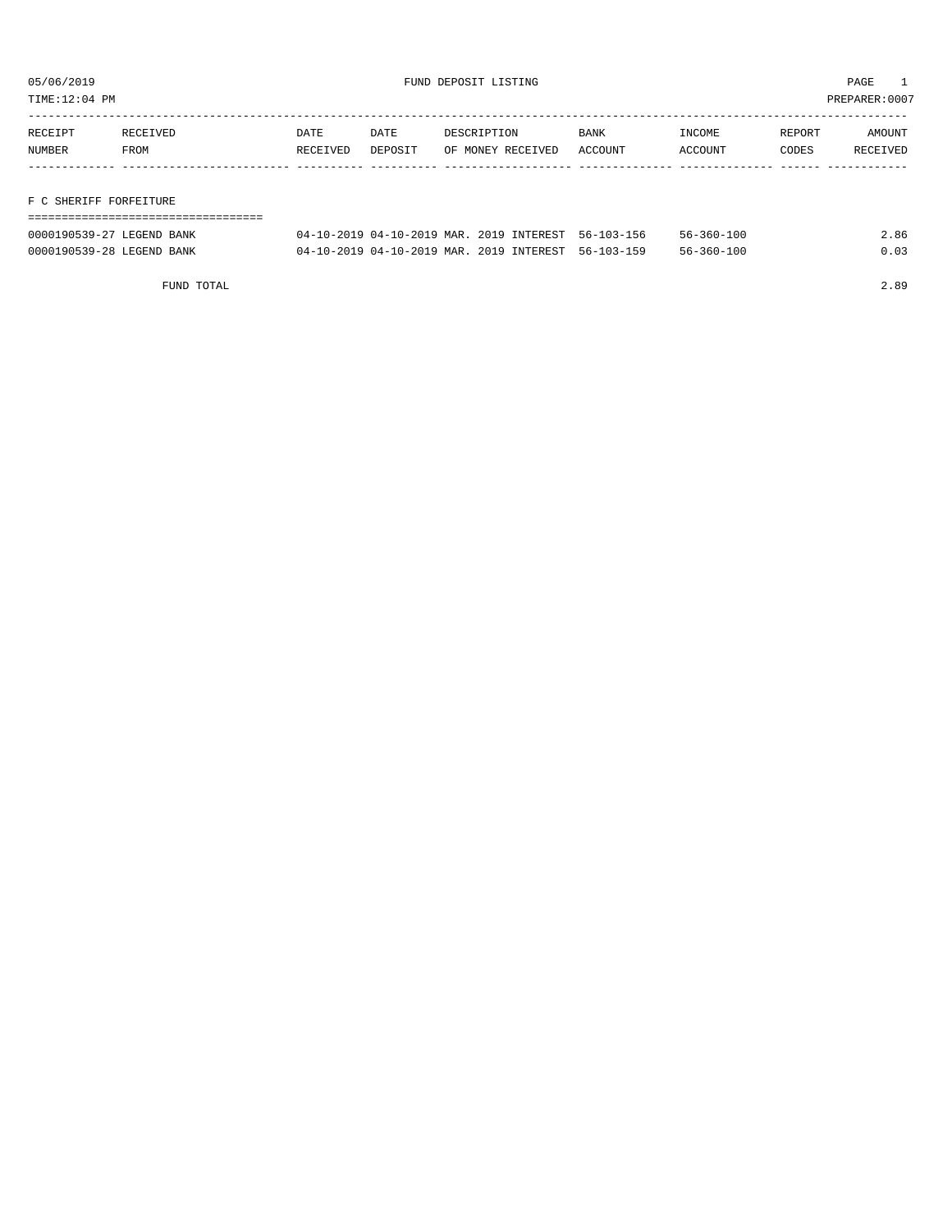05/06/2019 FUND DEPOSIT LISTING PAGE 1

TIME:12:04 PM PREPARER:0007

| RECEIPT NUMBER | RECEIVED FROM | DATE RECEIVED | DATE DEPOSIT | DESCRIPTION OF MONEY RECEIVED | BANK ACCOUNT | INCOME ACCOUNT | REPORT CODES | AMOUNT RECEIVED |
|---|---|---|---|---|---|---|---|---|

## F C SHERIFF FORFEITURE

| RECEIPT NUMBER | RECEIVED FROM | DATE RECEIVED | DATE DEPOSIT | DESCRIPTION OF MONEY RECEIVED | BANK ACCOUNT | INCOME ACCOUNT | REPORT CODES | AMOUNT RECEIVED |
|---|---|---|---|---|---|---|---|---|
| 0000190539-27 | LEGEND BANK | 04-10-2019 | 04-10-2019 | MAR. 2019 INTEREST | 56-103-156 | 56-360-100 | | 2.86 |
| 0000190539-28 | LEGEND BANK | 04-10-2019 | 04-10-2019 | MAR. 2019 INTEREST | 56-103-159 | 56-360-100 | | 0.03 |
| | FUND TOTAL | | | | | | | 2.89 |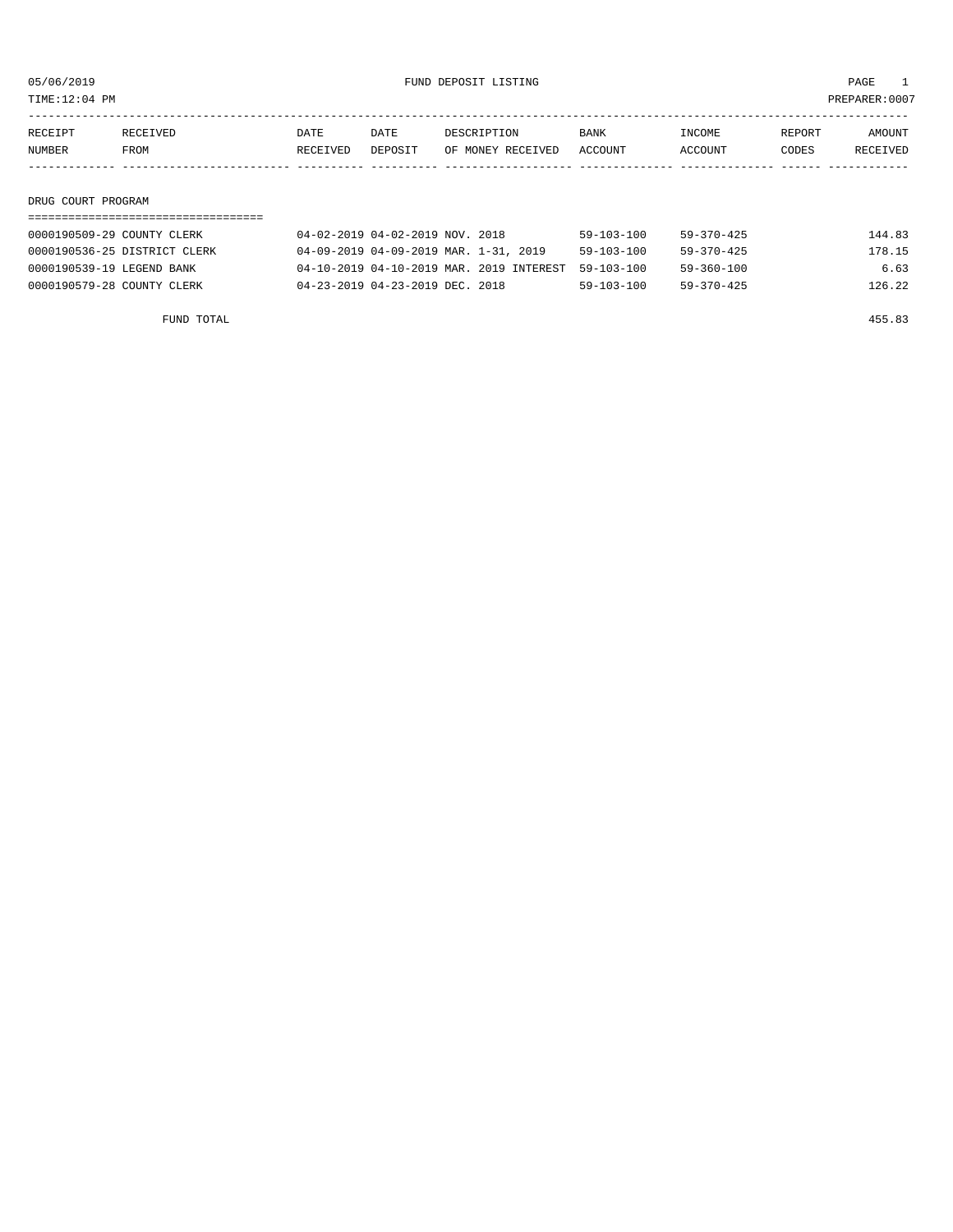05/06/2019 FUND DEPOSIT LISTING PAGE 1

TIME:12:04 PM PREPARER:0007

| RECEIPT NUMBER | RECEIVED FROM | DATE RECEIVED | DATE DEPOSIT | DESCRIPTION OF MONEY RECEIVED | BANK ACCOUNT | INCOME ACCOUNT | REPORT CODES | AMOUNT RECEIVED |
|---|---|---|---|---|---|---|---|---|

## DRUG COURT PROGRAM

| RECEIPT NUMBER | RECEIVED FROM | DATE RECEIVED | DATE DEPOSIT | DESCRIPTION OF MONEY RECEIVED | BANK ACCOUNT | INCOME ACCOUNT | REPORT CODES | AMOUNT RECEIVED |
|---|---|---|---|---|---|---|---|---|
| 0000190509-29 | COUNTY CLERK | 04-02-2019 | 04-02-2019 | NOV. 2018 | 59-103-100 | 59-370-425 | | 144.83 |
| 0000190536-25 | DISTRICT CLERK | 04-09-2019 | 04-09-2019 | MAR. 1-31, 2019 | 59-103-100 | 59-370-425 | | 178.15 |
| 0000190539-19 | LEGEND BANK | 04-10-2019 | 04-10-2019 | MAR. 2019 INTEREST | 59-103-100 | 59-360-100 | | 6.63 |
| 0000190579-28 | COUNTY CLERK | 04-23-2019 | 04-23-2019 | DEC. 2018 | 59-103-100 | 59-370-425 | | 126.22 |
| | FUND TOTAL | | | | | | | 455.83 |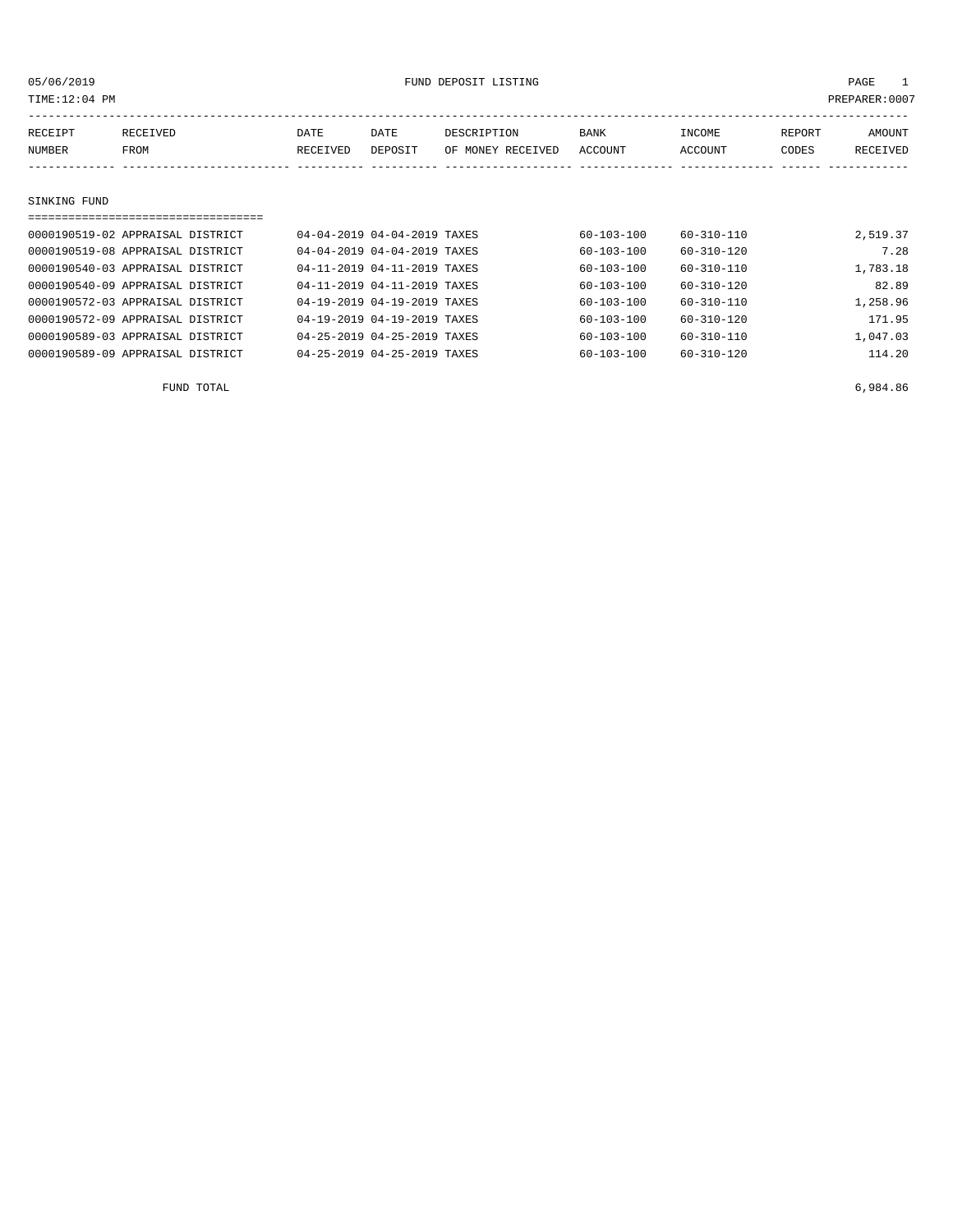05/06/2019 FUND DEPOSIT LISTING

TIME:12:04 PM PREPARER:0007

| RECEIPT NUMBER | RECEIVED FROM | DATE RECEIVED | DATE DEPOSIT | DESCRIPTION OF MONEY RECEIVED | BANK ACCOUNT | INCOME ACCOUNT | REPORT CODES | AMOUNT RECEIVED |
|---|---|---|---|---|---|---|---|---|
| **SINKING FUND** | | | | | | | | |
| 0000190519-02 | APPRAISAL DISTRICT | 04-04-2019 | 04-04-2019 | TAXES | 60-103-100 | 60-310-110 | | 2,519.37 |
| 0000190519-08 | APPRAISAL DISTRICT | 04-04-2019 | 04-04-2019 | TAXES | 60-103-100 | 60-310-120 | | 7.28 |
| 0000190540-03 | APPRAISAL DISTRICT | 04-11-2019 | 04-11-2019 | TAXES | 60-103-100 | 60-310-110 | | 1,783.18 |
| 0000190540-09 | APPRAISAL DISTRICT | 04-11-2019 | 04-11-2019 | TAXES | 60-103-100 | 60-310-120 | | 82.89 |
| 0000190572-03 | APPRAISAL DISTRICT | 04-19-2019 | 04-19-2019 | TAXES | 60-103-100 | 60-310-110 | | 1,258.96 |
| 0000190572-09 | APPRAISAL DISTRICT | 04-19-2019 | 04-19-2019 | TAXES | 60-103-100 | 60-310-120 | | 171.95 |
| 0000190589-03 | APPRAISAL DISTRICT | 04-25-2019 | 04-25-2019 | TAXES | 60-103-100 | 60-310-110 | | 1,047.03 |
| 0000190589-09 | APPRAISAL DISTRICT | 04-25-2019 | 04-25-2019 | TAXES | 60-103-100 | 60-310-120 | | 114.20 |
| | FUND TOTAL | | | | | | | 6,984.86 |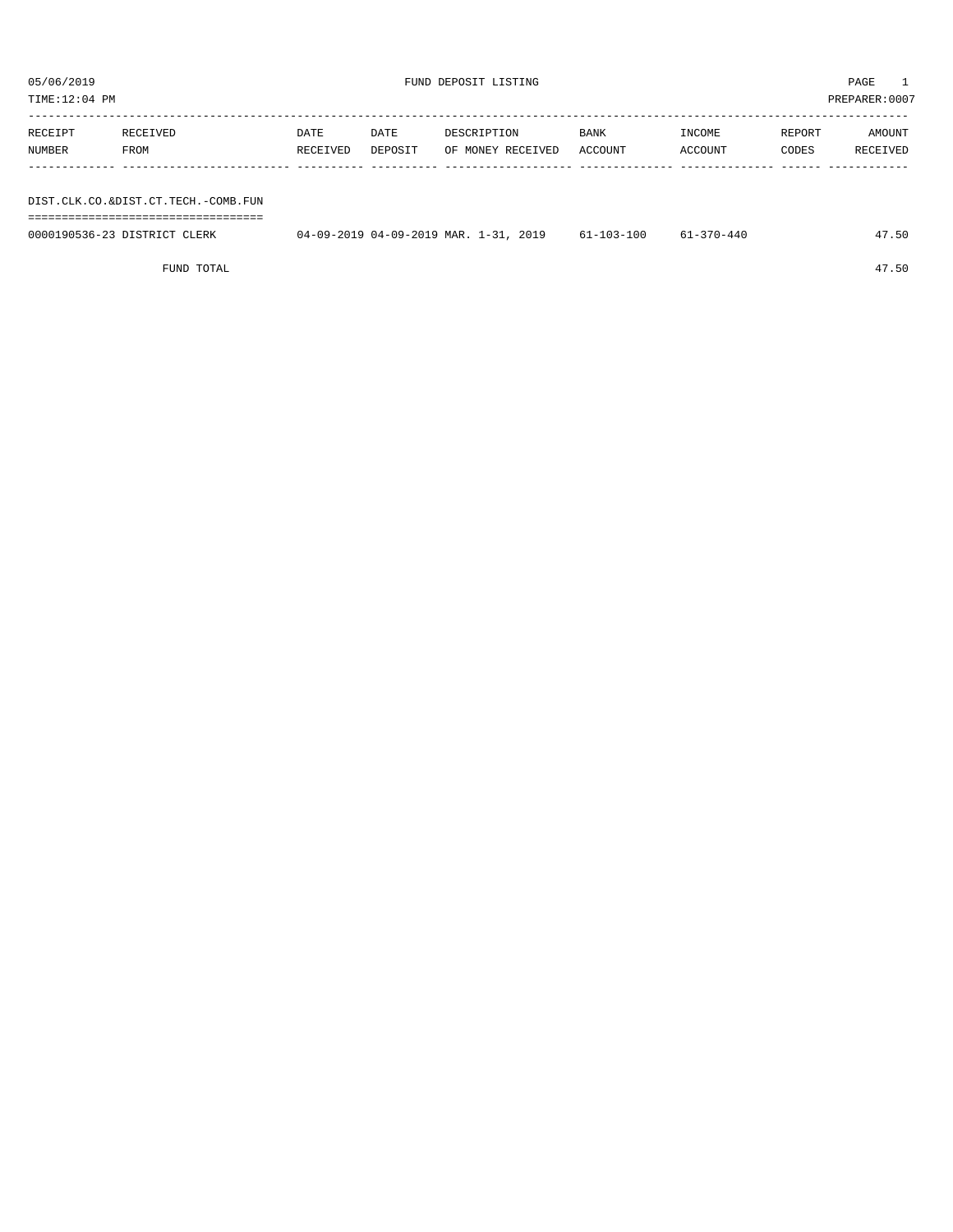05/06/2019 FUND DEPOSIT LISTING PAGE 1

TIME:12:04 PM PREPARER:0007

| RECEIPT NUMBER | RECEIVED FROM | DATE RECEIVED | DATE DEPOSIT | DESCRIPTION OF MONEY RECEIVED | BANK ACCOUNT | INCOME ACCOUNT | REPORT CODES | AMOUNT RECEIVED |
|---|---|---|---|---|---|---|---|---|
| DIST.CLK.CO.&DIST.CT.TECH.-COMB.FUN | | | | | | | | |
| 0000190536-23 | DISTRICT CLERK | 04-09-2019 | 04-09-2019 | MAR. 1-31, 2019 | 61-103-100 | 61-370-440 | | 47.50 |
| | FUND TOTAL | | | | | | | 47.50 |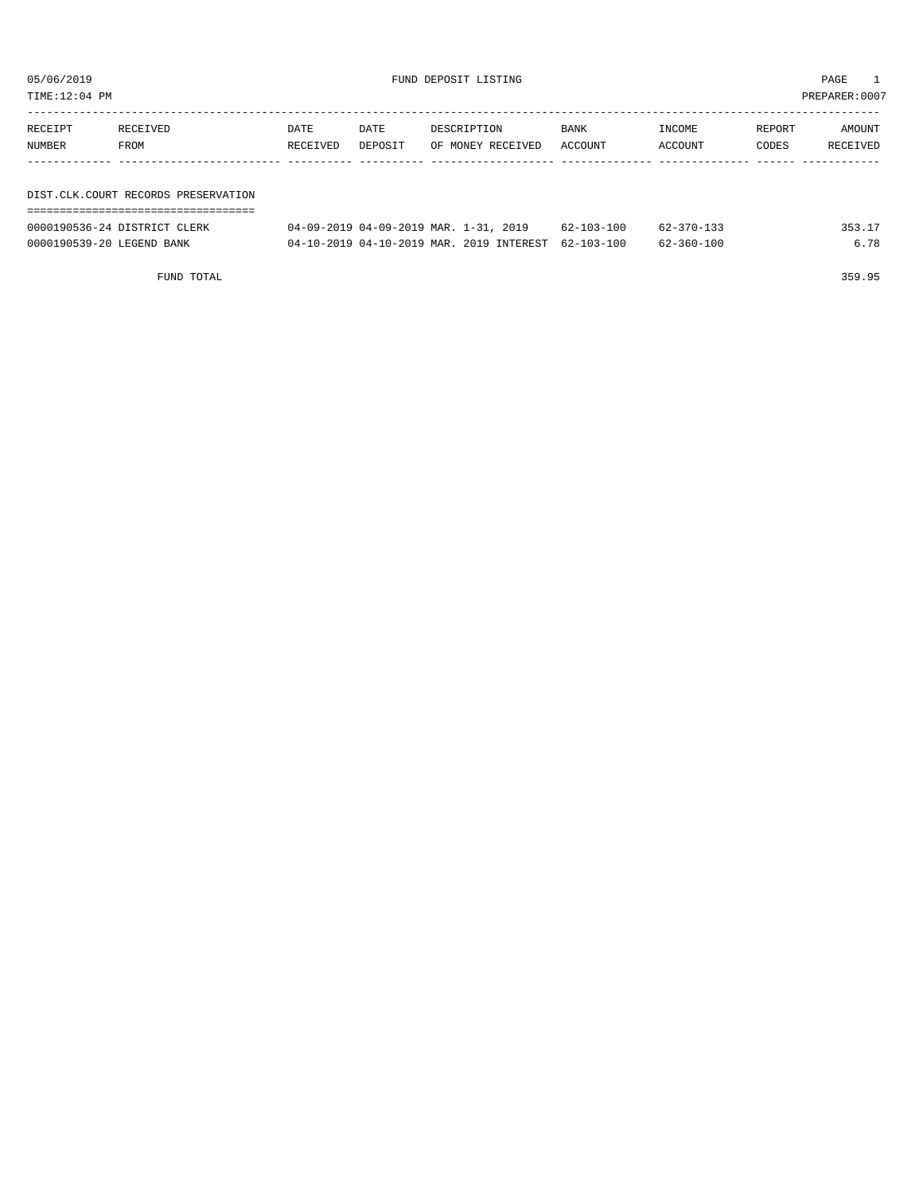05/06/2019 FUND DEPOSIT LISTING

TIME:12:04 PM PREPARER:0007

| RECEIPT NUMBER | RECEIVED FROM | DATE RECEIVED | DATE DEPOSIT | DESCRIPTION OF MONEY RECEIVED | BANK ACCOUNT | INCOME ACCOUNT | REPORT CODES | AMOUNT RECEIVED |
|---|---|---|---|---|---|---|---|---|

## DIST.CLK.COURT RECORDS PRESERVATION

| RECEIPT NUMBER | RECEIVED FROM | DATE RECEIVED | DATE DEPOSIT | DESCRIPTION OF MONEY RECEIVED | BANK ACCOUNT | INCOME ACCOUNT | REPORT CODES | AMOUNT RECEIVED |
|---|---|---|---|---|---|---|---|---|
| 0000190536-24 | DISTRICT CLERK | 04-09-2019 | 04-09-2019 | MAR. 1-31, 2019 | 62-103-100 | 62-370-133 | | 353.17 |
| 0000190539-20 | LEGEND BANK | 04-10-2019 | 04-10-2019 | MAR. 2019 INTEREST | 62-103-100 | 62-360-100 | | 6.78 |
| | FUND TOTAL | | | | | | | 359.95 |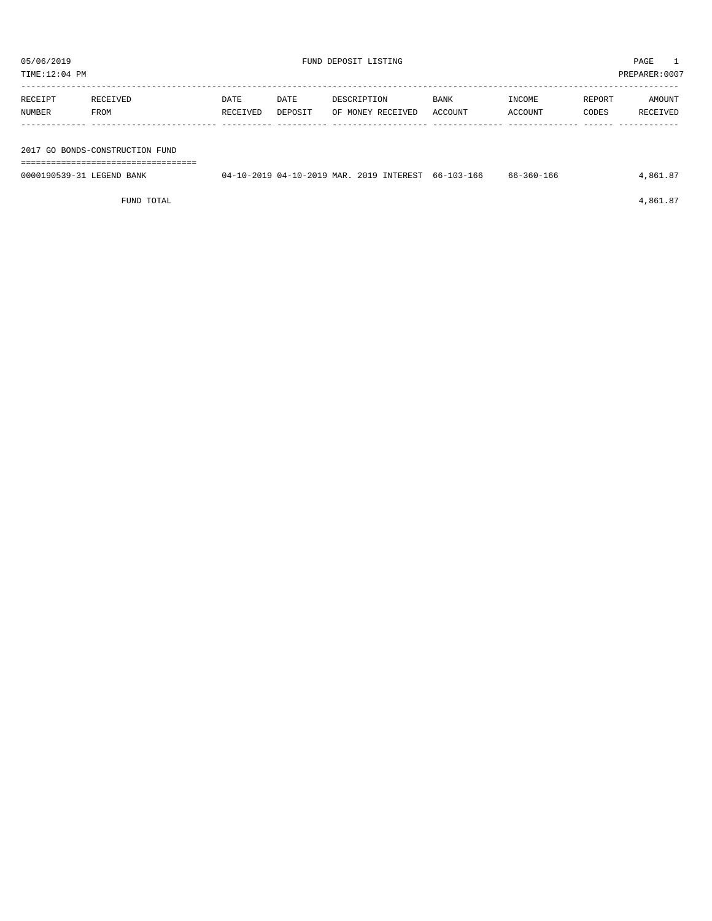05/06/2019 FUND DEPOSIT LISTING

TIME:12:04 PM PREPARER:0007

| RECEIPT NUMBER | RECEIVED FROM | DATE RECEIVED | DATE DEPOSIT | DESCRIPTION OF MONEY RECEIVED | BANK ACCOUNT | INCOME ACCOUNT | REPORT CODES | AMOUNT RECEIVED |
|---|---|---|---|---|---|---|---|---|
| **2017 GO BONDS-CONSTRUCTION FUND** | | | | | | | | |
| 0000190539-31 | LEGEND BANK | 04-10-2019 | 04-10-2019 | MAR. 2019 INTEREST | 66-103-166 | 66-360-166 | | 4,861.87 |
| | FUND TOTAL | | | | | | | 4,861.87 |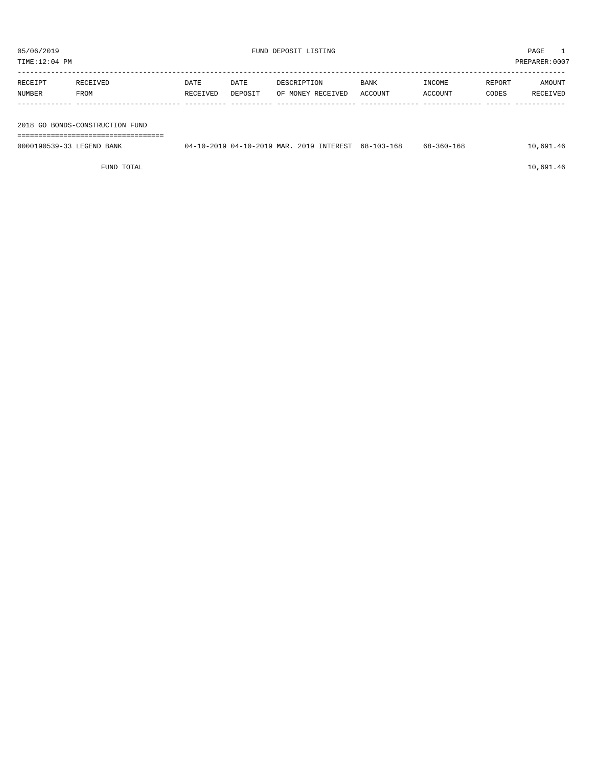05/06/2019 FUND DEPOSIT LISTING PAGE 1
TIME:12:04 PM PREPARER:0007

| RECEIPT NUMBER | RECEIVED FROM | DATE RECEIVED | DATE DEPOSIT | DESCRIPTION OF MONEY RECEIVED | BANK ACCOUNT | INCOME ACCOUNT | REPORT CODES | AMOUNT RECEIVED |
|---|---|---|---|---|---|---|---|---|
| **2018 GO BONDS-CONSTRUCTION FUND** | | | | | | | | |
| 0000190539-33 | LEGEND BANK | 04-10-2019 | 04-10-2019 | MAR. 2019 INTEREST | 68-103-168 | 68-360-168 | | 10,691.46 |
| | FUND TOTAL | | | | | | | 10,691.46 |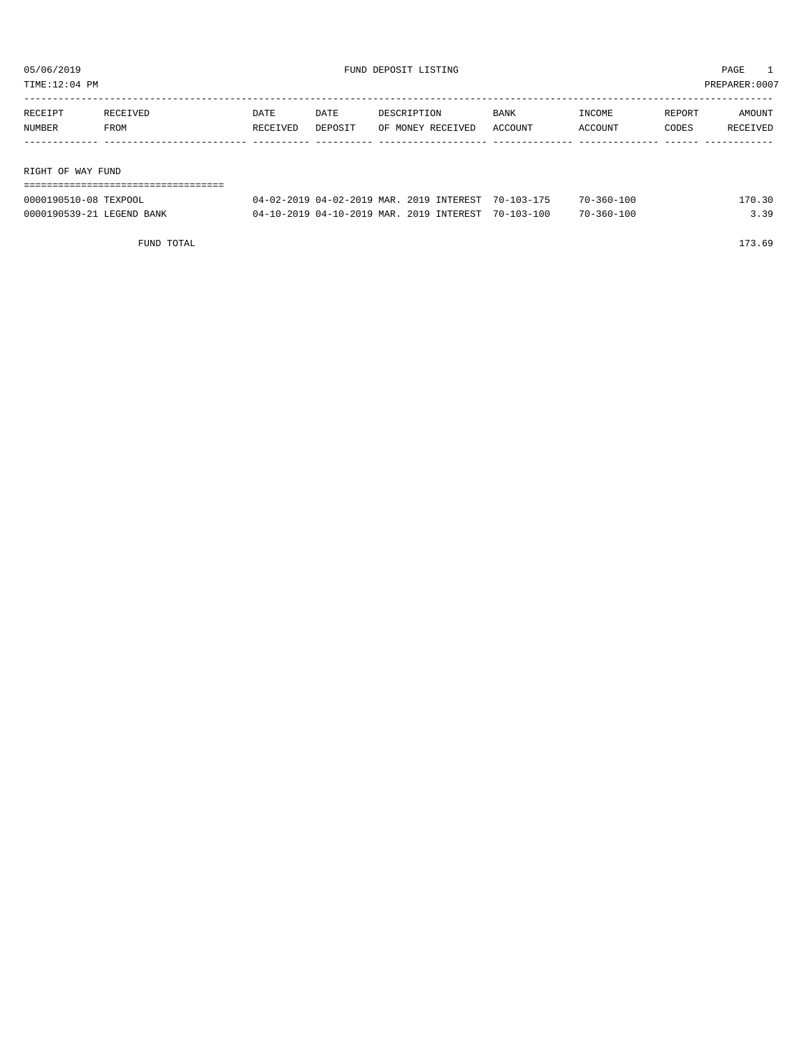05/06/2019 FUND DEPOSIT LISTING PAGE 1

TIME:12:04 PM PREPARER:0007

| RECEIPT NUMBER | RECEIVED FROM | DATE RECEIVED | DATE DEPOSIT | DESCRIPTION OF MONEY RECEIVED | BANK ACCOUNT | INCOME ACCOUNT | REPORT CODES | AMOUNT RECEIVED |
|---|---|---|---|---|---|---|---|---|
| **RIGHT OF WAY FUND** | | | | | | | | |
| 0000190510-08 | TEXPOOL | 04-02-2019 | 04-02-2019 | MAR. 2019 INTEREST | 70-103-175 | 70-360-100 | | 170.30 |
| 0000190539-21 | LEGEND BANK | 04-10-2019 | 04-10-2019 | MAR. 2019 INTEREST | 70-103-100 | 70-360-100 | | 3.39 |
| | FUND TOTAL | | | | | | | 173.69 |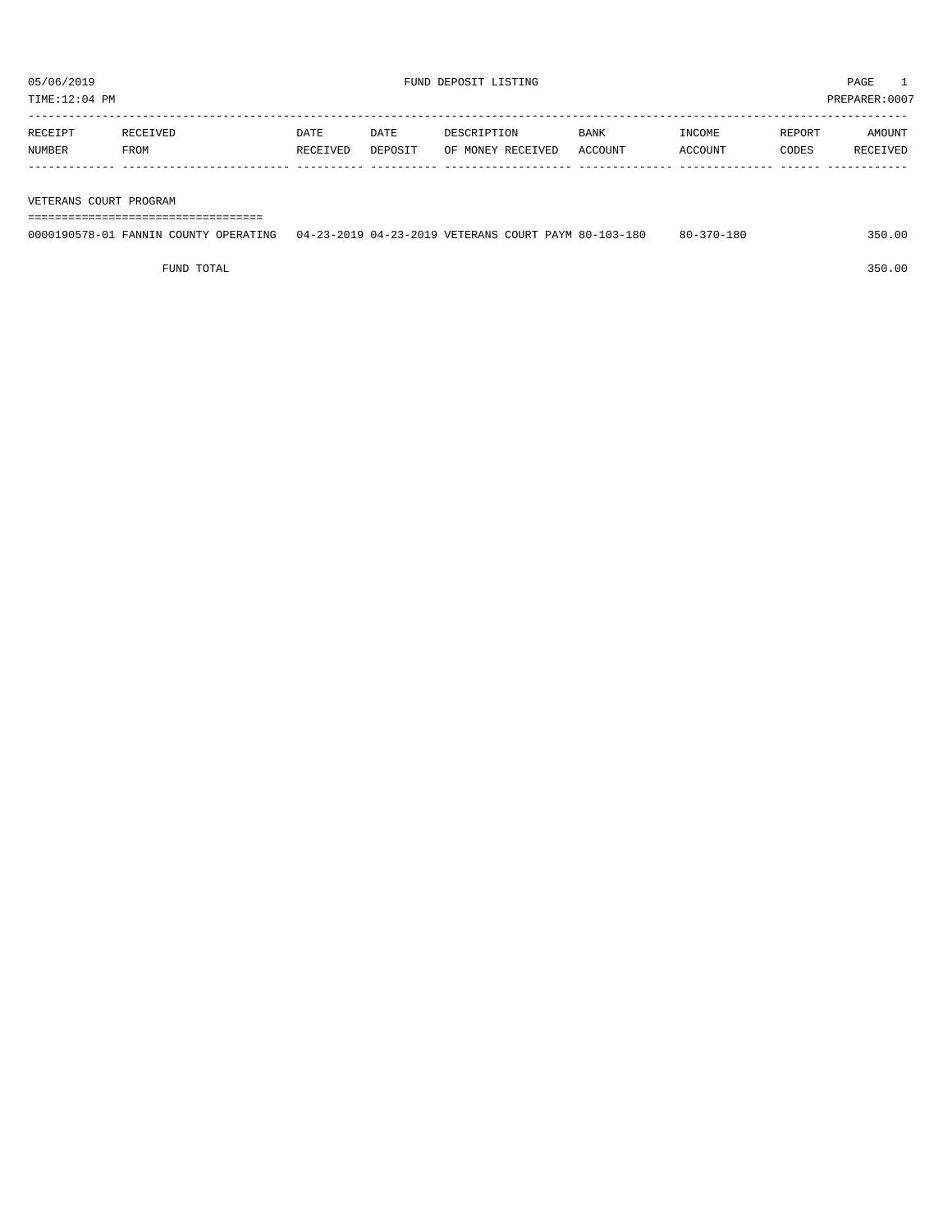05/06/2019 FUND DEPOSIT LISTING PAGE 1

TIME:12:04 PM PREPARER:0007

| RECEIPT NUMBER | RECEIVED FROM | DATE RECEIVED | DATE DEPOSIT | DESCRIPTION OF MONEY RECEIVED | BANK ACCOUNT | INCOME ACCOUNT | REPORT CODES | AMOUNT RECEIVED |
|---|---|---|---|---|---|---|---|---|
| **VETERANS COURT PROGRAM** | | | | | | | | |
| 0000190578-01 | FANNIN COUNTY OPERATING | 04-23-2019 | 04-23-2019 | VETERANS COURT PAYM | 80-103-180 | 80-370-180 | | 350.00 |
| | FUND TOTAL | | | | | | | 350.00 |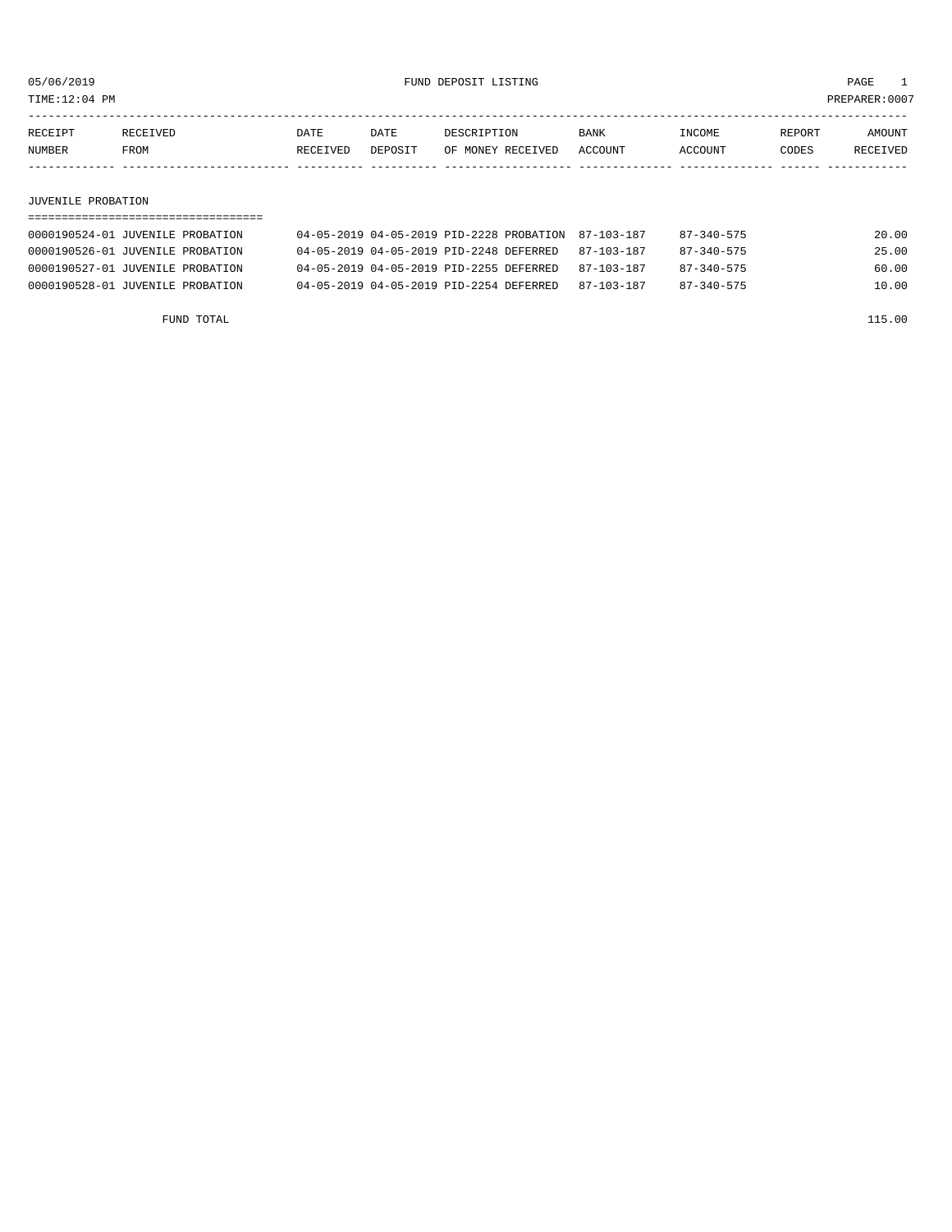05/06/2019 FUND DEPOSIT LISTING

TIME:12:04 PM PREPARER:0007

| RECEIPT NUMBER | RECEIVED FROM | DATE RECEIVED | DATE DEPOSIT | DESCRIPTION OF MONEY RECEIVED | BANK ACCOUNT | INCOME ACCOUNT | REPORT CODES | AMOUNT RECEIVED |
|---|---|---|---|---|---|---|---|---|

## JUVENILE PROBATION

| RECEIPT NUMBER | RECEIVED FROM | DATE RECEIVED | DATE DEPOSIT | DESCRIPTION OF MONEY RECEIVED | BANK ACCOUNT | INCOME ACCOUNT | REPORT CODES | AMOUNT RECEIVED |
|---|---|---|---|---|---|---|---|---|
| 0000190524-01 | JUVENILE PROBATION | 04-05-2019 | 04-05-2019 | PID-2228 PROBATION | 87-103-187 | 87-340-575 | | 20.00 |
| 0000190526-01 | JUVENILE PROBATION | 04-05-2019 | 04-05-2019 | PID-2248 DEFERRED | 87-103-187 | 87-340-575 | | 25.00 |
| 0000190527-01 | JUVENILE PROBATION | 04-05-2019 | 04-05-2019 | PID-2255 DEFERRED | 87-103-187 | 87-340-575 | | 60.00 |
| 0000190528-01 | JUVENILE PROBATION | 04-05-2019 | 04-05-2019 | PID-2254 DEFERRED | 87-103-187 | 87-340-575 | | 10.00 |
| | FUND TOTAL | | | | | | | 115.00 |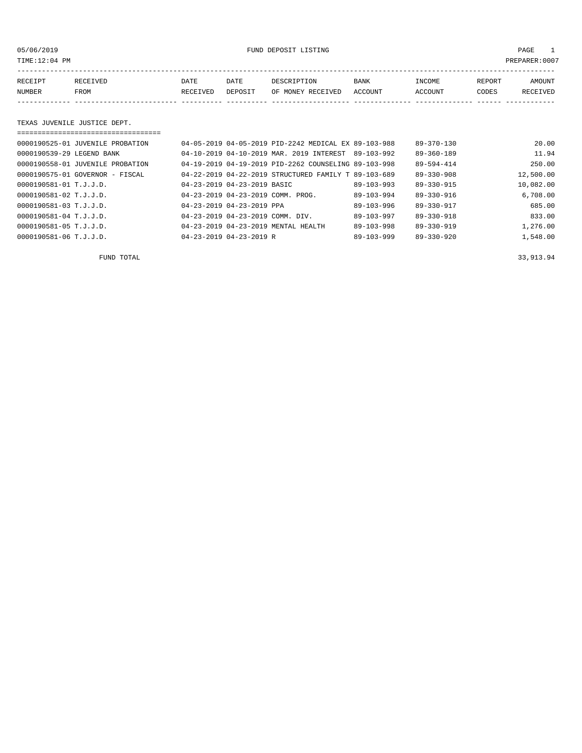05/06/2019 FUND DEPOSIT LISTING

TIME:12:04 PM PREPARER:0007

| RECEIPT NUMBER | RECEIVED FROM | DATE RECEIVED | DATE DEPOSIT | DESCRIPTION OF MONEY RECEIVED | BANK ACCOUNT | INCOME ACCOUNT | REPORT CODES | AMOUNT RECEIVED |
|---|---|---|---|---|---|---|---|---|

## TEXAS JUVENILE JUSTICE DEPT.

| RECEIPT NUMBER | RECEIVED FROM | DATE RECEIVED | DATE DEPOSIT | DESCRIPTION OF MONEY RECEIVED | BANK ACCOUNT | INCOME ACCOUNT | REPORT CODES | AMOUNT RECEIVED |
|---|---|---|---|---|---|---|---|---|
| 0000190525-01 | JUVENILE PROBATION | 04-05-2019 | 04-05-2019 | PID-2242 MEDICAL EX | 89-103-988 | 89-370-130 | | 20.00 |
| 0000190539-29 | LEGEND BANK | 04-10-2019 | 04-10-2019 | MAR. 2019 INTEREST | 89-103-992 | 89-360-189 | | 11.94 |
| 0000190558-01 | JUVENILE PROBATION | 04-19-2019 | 04-19-2019 | PID-2262 COUNSELING | 89-103-998 | 89-594-414 | | 250.00 |
| 0000190575-01 | GOVERNOR - FISCAL | 04-22-2019 | 04-22-2019 | STRUCTURED FAMILY T | 89-103-689 | 89-330-908 | | 12,500.00 |
| 0000190581-01 | T.J.J.D. | 04-23-2019 | 04-23-2019 | BASIC | 89-103-993 | 89-330-915 | | 10,082.00 |
| 0000190581-02 | T.J.J.D. | 04-23-2019 | 04-23-2019 | COMM. PROG. | 89-103-994 | 89-330-916 | | 6,708.00 |
| 0000190581-03 | T.J.J.D. | 04-23-2019 | 04-23-2019 | PPA | 89-103-996 | 89-330-917 | | 685.00 |
| 0000190581-04 | T.J.J.D. | 04-23-2019 | 04-23-2019 | COMM. DIV. | 89-103-997 | 89-330-918 | | 833.00 |
| 0000190581-05 | T.J.J.D. | 04-23-2019 | 04-23-2019 | MENTAL HEALTH | 89-103-998 | 89-330-919 | | 1,276.00 |
| 0000190581-06 | T.J.J.D. | 04-23-2019 | 04-23-2019 | R | 89-103-999 | 89-330-920 | | 1,548.00 |

FUND TOTAL 33,913.94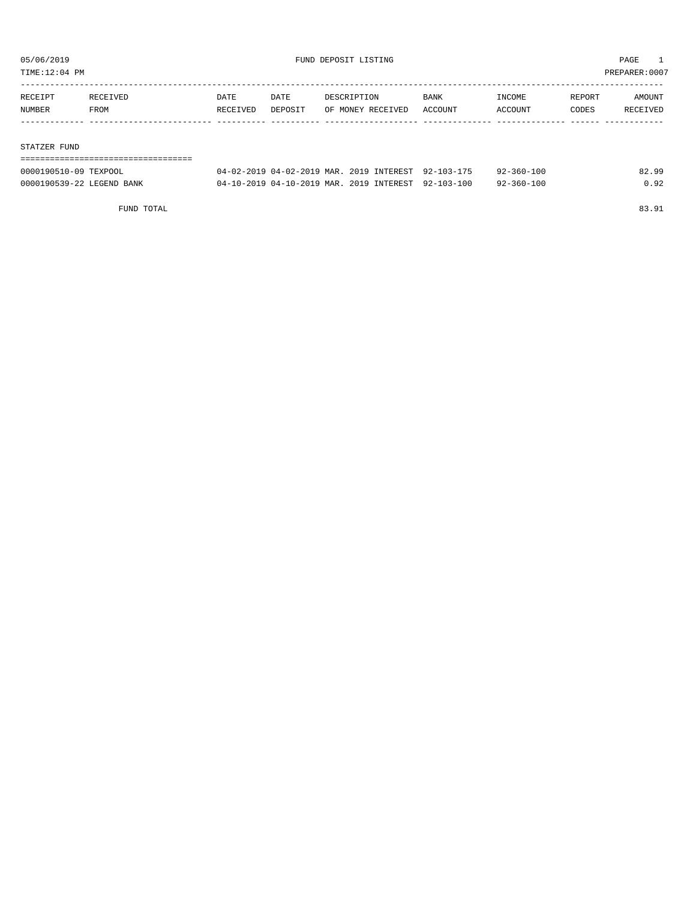05/06/2019 FUND DEPOSIT LISTING PAGE 1
TIME:12:04 PM PREPARER:0007

| RECEIPT NUMBER | RECEIVED FROM | DATE RECEIVED | DATE DEPOSIT | DESCRIPTION OF MONEY RECEIVED | BANK ACCOUNT | INCOME ACCOUNT | REPORT CODES | AMOUNT RECEIVED |
|---|---|---|---|---|---|---|---|---|
| **STATZER FUND** | | | | | | | | |
| 0000190510-09 | TEXPOOL | 04-02-2019 | 04-02-2019 | MAR. 2019 INTEREST | 92-103-175 | 92-360-100 | | 82.99 |
| 0000190539-22 | LEGEND BANK | 04-10-2019 | 04-10-2019 | MAR. 2019 INTEREST | 92-103-100 | 92-360-100 | | 0.92 |
| | FUND TOTAL | | | | | | | 83.91 |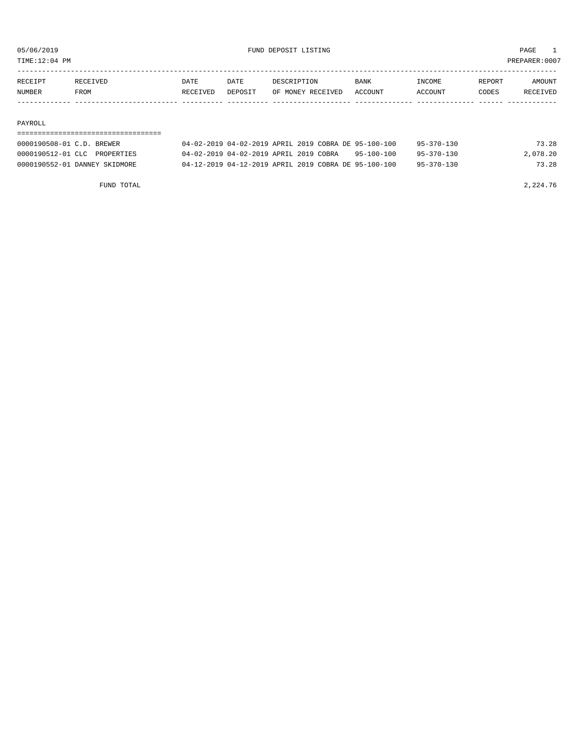05/06/2019 FUND DEPOSIT LISTING
TIME:12:04 PM PREPARER:0007

| RECEIPT NUMBER | RECEIVED FROM | DATE RECEIVED | DATE DEPOSIT | DESCRIPTION OF MONEY RECEIVED | BANK ACCOUNT | INCOME ACCOUNT | REPORT CODES | AMOUNT RECEIVED |
|---|---|---|---|---|---|---|---|---|
| **PAYROLL** | | | | | | | | |
| 0000190508-01 | C.D. BREWER | 04-02-2019 | 04-02-2019 | APRIL 2019 COBRA DE | 95-100-100 | 95-370-130 | | 73.28 |
| 0000190512-01 | CLC PROPERTIES | 04-02-2019 | 04-02-2019 | APRIL 2019 COBRA | 95-100-100 | 95-370-130 | | 2,078.20 |
| 0000190552-01 | DANNEY SKIDMORE | 04-12-2019 | 04-12-2019 | APRIL 2019 COBRA DE | 95-100-100 | 95-370-130 | | 73.28 |
| | FUND TOTAL | | | | | | | 2,224.76 |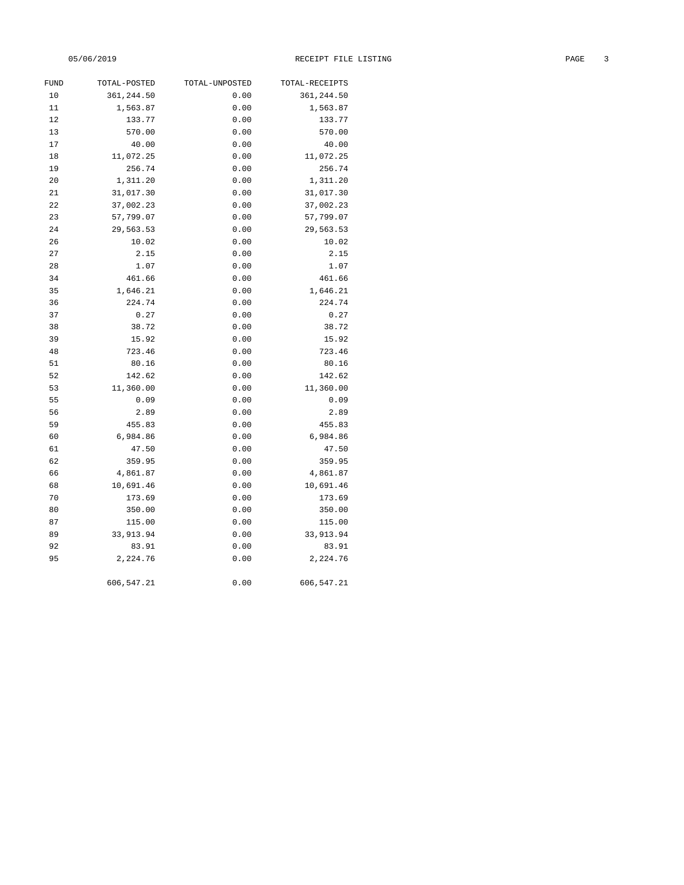05/06/2019 RECEIPT FILE LISTING

| FUND | TOTAL-POSTED | TOTAL-UNPOSTED | TOTAL-RECEIPTS |
|---|---|---|---|
| 10 | 361,244.50 | 0.00 | 361,244.50 |
| 11 | 1,563.87 | 0.00 | 1,563.87 |
| 12 | 133.77 | 0.00 | 133.77 |
| 13 | 570.00 | 0.00 | 570.00 |
| 17 | 40.00 | 0.00 | 40.00 |
| 18 | 11,072.25 | 0.00 | 11,072.25 |
| 19 | 256.74 | 0.00 | 256.74 |
| 20 | 1,311.20 | 0.00 | 1,311.20 |
| 21 | 31,017.30 | 0.00 | 31,017.30 |
| 22 | 37,002.23 | 0.00 | 37,002.23 |
| 23 | 57,799.07 | 0.00 | 57,799.07 |
| 24 | 29,563.53 | 0.00 | 29,563.53 |
| 26 | 10.02 | 0.00 | 10.02 |
| 27 | 2.15 | 0.00 | 2.15 |
| 28 | 1.07 | 0.00 | 1.07 |
| 34 | 461.66 | 0.00 | 461.66 |
| 35 | 1,646.21 | 0.00 | 1,646.21 |
| 36 | 224.74 | 0.00 | 224.74 |
| 37 | 0.27 | 0.00 | 0.27 |
| 38 | 38.72 | 0.00 | 38.72 |
| 39 | 15.92 | 0.00 | 15.92 |
| 48 | 723.46 | 0.00 | 723.46 |
| 51 | 80.16 | 0.00 | 80.16 |
| 52 | 142.62 | 0.00 | 142.62 |
| 53 | 11,360.00 | 0.00 | 11,360.00 |
| 55 | 0.09 | 0.00 | 0.09 |
| 56 | 2.89 | 0.00 | 2.89 |
| 59 | 455.83 | 0.00 | 455.83 |
| 60 | 6,984.86 | 0.00 | 6,984.86 |
| 61 | 47.50 | 0.00 | 47.50 |
| 62 | 359.95 | 0.00 | 359.95 |
| 66 | 4,861.87 | 0.00 | 4,861.87 |
| 68 | 10,691.46 | 0.00 | 10,691.46 |
| 70 | 173.69 | 0.00 | 173.69 |
| 80 | 350.00 | 0.00 | 350.00 |
| 87 | 115.00 | 0.00 | 115.00 |
| 89 | 33,913.94 | 0.00 | 33,913.94 |
| 92 | 83.91 | 0.00 | 83.91 |
| 95 | 2,224.76 | 0.00 | 2,224.76 |
| | 606,547.21 | 0.00 | 606,547.21 |